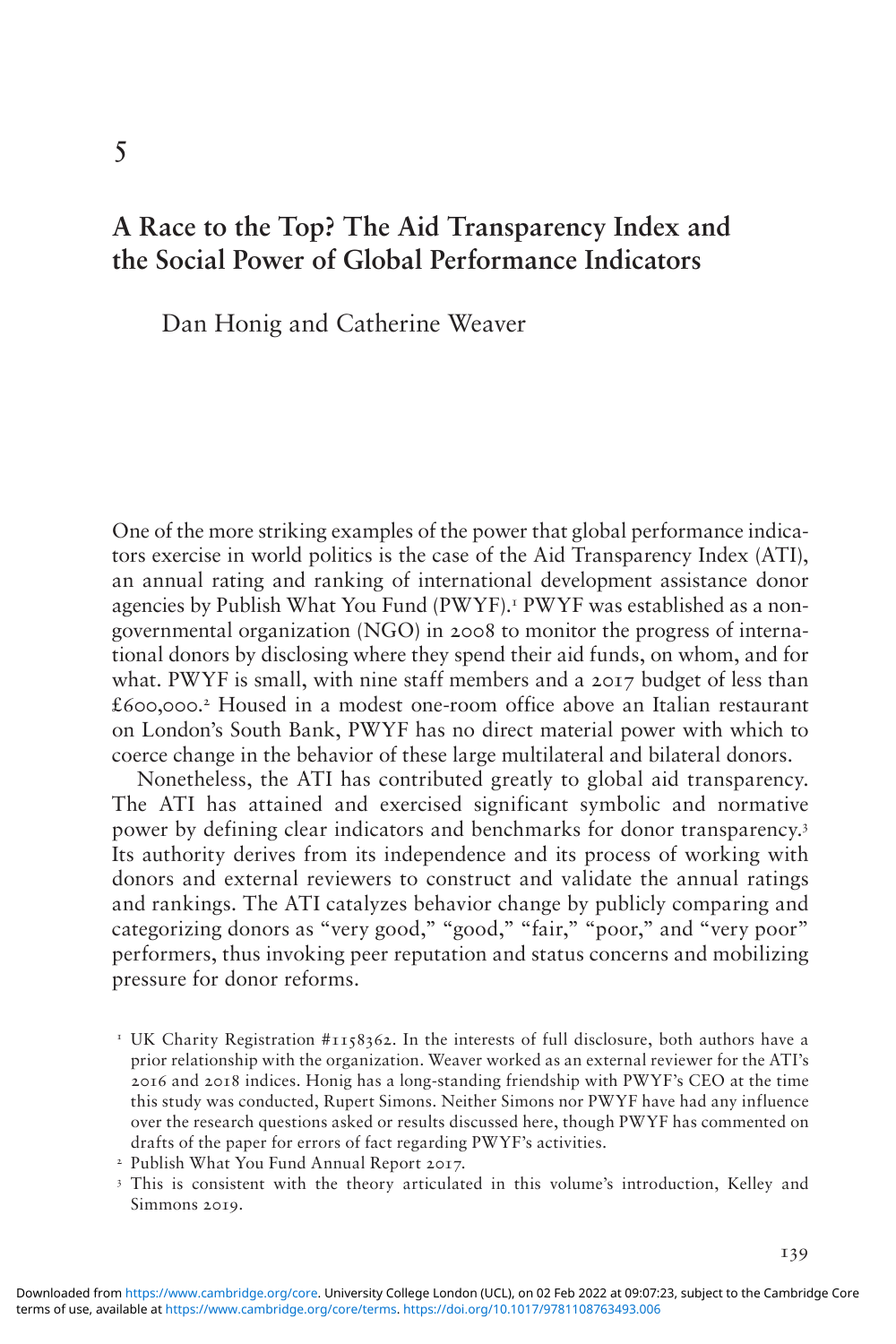# 5

## A Race to the Top? The Aid Transparency Index and the Social Power of Global Performance Indicators

Dan Honig and Catherine Weaver

One of the more striking examples of the power that global performance indicators exercise in world politics is the case of the Aid Transparency Index (ATI), an annual rating and ranking of international development assistance donor agencies by Publish What You Fund (PWYF).[1] PWYF was established as a nongovernmental organization (NGO) in 2008 to monitor the progress of international donors by disclosing where they spend their aid funds, on whom, and for what. PWYF is small, with nine staff members and a 2017 budget of less than £600,000.[2] Housed in a modest one-room office above an Italian restaurant on London's South Bank, PWYF has no direct material power with which to coerce change in the behavior of these large multilateral and bilateral donors.

Nonetheless, the ATI has contributed greatly to global aid transparency. The ATI has attained and exercised significant symbolic and normative power by defining clear indicators and benchmarks for donor transparency.[3] Its authority derives from its independence and its process of working with donors and external reviewers to construct and validate the annual ratings and rankings. The ATI catalyzes behavior change by publicly comparing and categorizing donors as "very good," "good," "fair," "poor," and "very poor" performers, thus invoking peer reputation and status concerns and mobilizing pressure for donor reforms.

[1] UK Charity Registration #1158362. In the interests of full disclosure, both authors have a prior relationship with the organization. Weaver worked as an external reviewer for the ATI's 2016 and 2018 indices. Honig has a long-standing friendship with PWYF's CEO at the time this study was conducted, Rupert Simons. Neither Simons nor PWYF have had any influence over the research questions asked or results discussed here, though PWYF has commented on drafts of the paper for errors of fact regarding PWYF's activities.

[2] Publish What You Fund Annual Report 2017.

[3] This is consistent with the theory articulated in this volume's introduction, Kelley and Simmons 2019.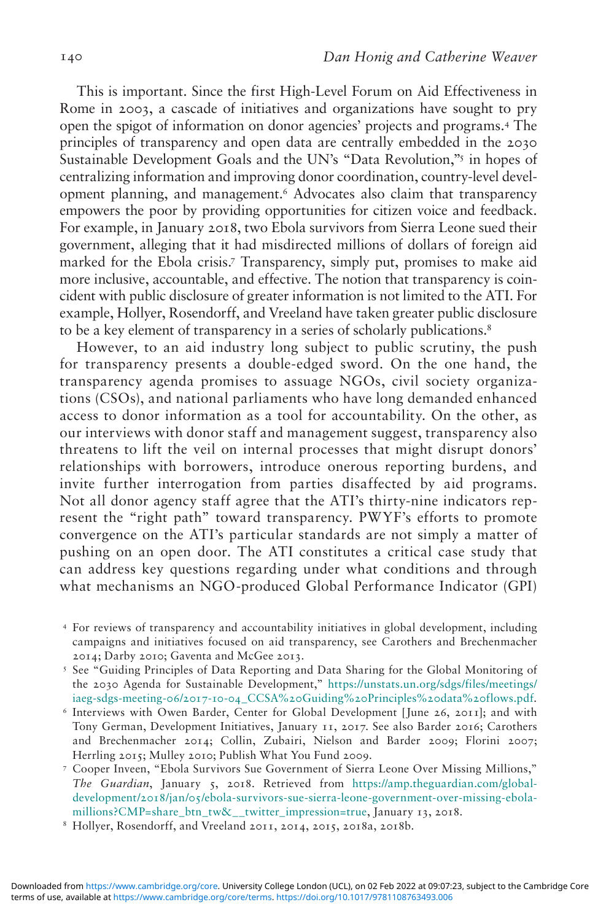This is important. Since the first High-Level Forum on Aid Effectiveness in Rome in 2003, a cascade of initiatives and organizations have sought to pry open the spigot of information on donor agencies' projects and programs.[4] The principles of transparency and open data are centrally embedded in the 2030 Sustainable Development Goals and the UN's "Data Revolution,"[5] in hopes of centralizing information and improving donor coordination, country-level development planning, and management.[6] Advocates also claim that transparency empowers the poor by providing opportunities for citizen voice and feedback. For example, in January 2018, two Ebola survivors from Sierra Leone sued their government, alleging that it had misdirected millions of dollars of foreign aid marked for the Ebola crisis.[7] Transparency, simply put, promises to make aid more inclusive, accountable, and effective. The notion that transparency is coincident with public disclosure of greater information is not limited to the ATI. For example, Hollyer, Rosendorff, and Vreeland have taken greater public disclosure to be a key element of transparency in a series of scholarly publications.[8]

However, to an aid industry long subject to public scrutiny, the push for transparency presents a double-edged sword. On the one hand, the transparency agenda promises to assuage NGOs, civil society organizations (CSOs), and national parliaments who have long demanded enhanced access to donor information as a tool for accountability. On the other, as our interviews with donor staff and management suggest, transparency also threatens to lift the veil on internal processes that might disrupt donors' relationships with borrowers, introduce onerous reporting burdens, and invite further interrogation from parties disaffected by aid programs. Not all donor agency staff agree that the ATI's thirty-nine indicators represent the "right path" toward transparency. PWYF's efforts to promote convergence on the ATI's particular standards are not simply a matter of pushing on an open door. The ATI constitutes a critical case study that can address key questions regarding under what conditions and through what mechanisms an NGO-produced Global Performance Indicator (GPI)

[4] For reviews of transparency and accountability initiatives in global development, including campaigns and initiatives focused on aid transparency, see Carothers and Brechenmacher 2014; Darby 2010; Gaventa and McGee 2013.

[5] See "Guiding Principles of Data Reporting and Data Sharing for the Global Monitoring of the 2030 Agenda for Sustainable Development," https://unstats.un.org/sdgs/files/meetings/iaeg-sdgs-meeting-06/2017-10-04_CCSA%20Guiding%20Principles%20data%20flows.pdf.

[6] Interviews with Owen Barder, Center for Global Development [June 26, 2011]; and with Tony German, Development Initiatives, January 11, 2017. See also Barder 2016; Carothers and Brechenmacher 2014; Collin, Zubairi, Nielson and Barder 2009; Florini 2007; Herrling 2015; Mulley 2010; Publish What You Fund 2009.

[7] Cooper Inveen, "Ebola Survivors Sue Government of Sierra Leone Over Missing Millions," *The Guardian*, January 5, 2018. Retrieved from https://amp.theguardian.com/global-development/2018/jan/05/ebola-survivors-sue-sierra-leone-government-over-missing-ebola-millions?CMP=share_btn_tw&__twitter_impression=true, January 13, 2018.

[8] Hollyer, Rosendorff, and Vreeland 2011, 2014, 2015, 2018a, 2018b.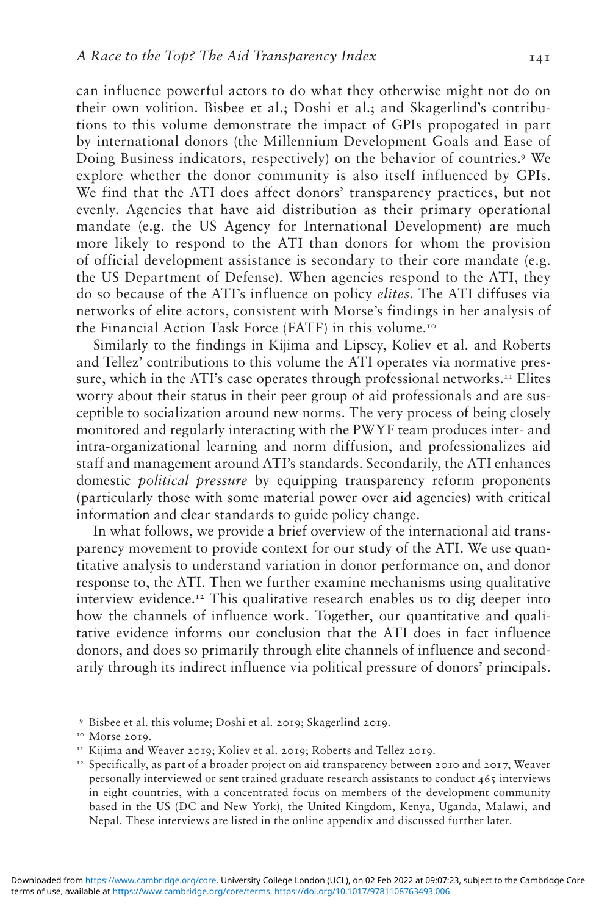can influence powerful actors to do what they otherwise might not do on their own volition. Bisbee et al.; Doshi et al.; and Skagerlind's contributions to this volume demonstrate the impact of GPIs propogated in part by international donors (the Millennium Development Goals and Ease of Doing Business indicators, respectively) on the behavior of countries.[9] We explore whether the donor community is also itself influenced by GPIs. We find that the ATI does affect donors' transparency practices, but not evenly. Agencies that have aid distribution as their primary operational mandate (e.g. the US Agency for International Development) are much more likely to respond to the ATI than donors for whom the provision of official development assistance is secondary to their core mandate (e.g. the US Department of Defense). When agencies respond to the ATI, they do so because of the ATI's influence on policy *elites*. The ATI diffuses via networks of elite actors, consistent with Morse's findings in her analysis of the Financial Action Task Force (FATF) in this volume.[10]

Similarly to the findings in Kijima and Lipscy, Koliev et al. and Roberts and Tellez' contributions to this volume the ATI operates via normative pressure, which in the ATI's case operates through professional networks.[11] Elites worry about their status in their peer group of aid professionals and are susceptible to socialization around new norms. The very process of being closely monitored and regularly interacting with the PWYF team produces inter- and intra-organizational learning and norm diffusion, and professionalizes aid staff and management around ATI's standards. Secondarily, the ATI enhances domestic *political pressure* by equipping transparency reform proponents (particularly those with some material power over aid agencies) with critical information and clear standards to guide policy change.

In what follows, we provide a brief overview of the international aid transparency movement to provide context for our study of the ATI. We use quantitative analysis to understand variation in donor performance on, and donor response to, the ATI. Then we further examine mechanisms using qualitative interview evidence.[12] This qualitative research enables us to dig deeper into how the channels of influence work. Together, our quantitative and qualitative evidence informs our conclusion that the ATI does in fact influence donors, and does so primarily through elite channels of influence and secondarily through its indirect influence via political pressure of donors' principals.

[9] Bisbee et al. this volume; Doshi et al. 2019; Skagerlind 2019.

[10] Morse 2019.

[11] Kijima and Weaver 2019; Koliev et al. 2019; Roberts and Tellez 2019.

[12] Specifically, as part of a broader project on aid transparency between 2010 and 2017, Weaver personally interviewed or sent trained graduate research assistants to conduct 465 interviews in eight countries, with a concentrated focus on members of the development community based in the US (DC and New York), the United Kingdom, Kenya, Uganda, Malawi, and Nepal. These interviews are listed in the online appendix and discussed further later.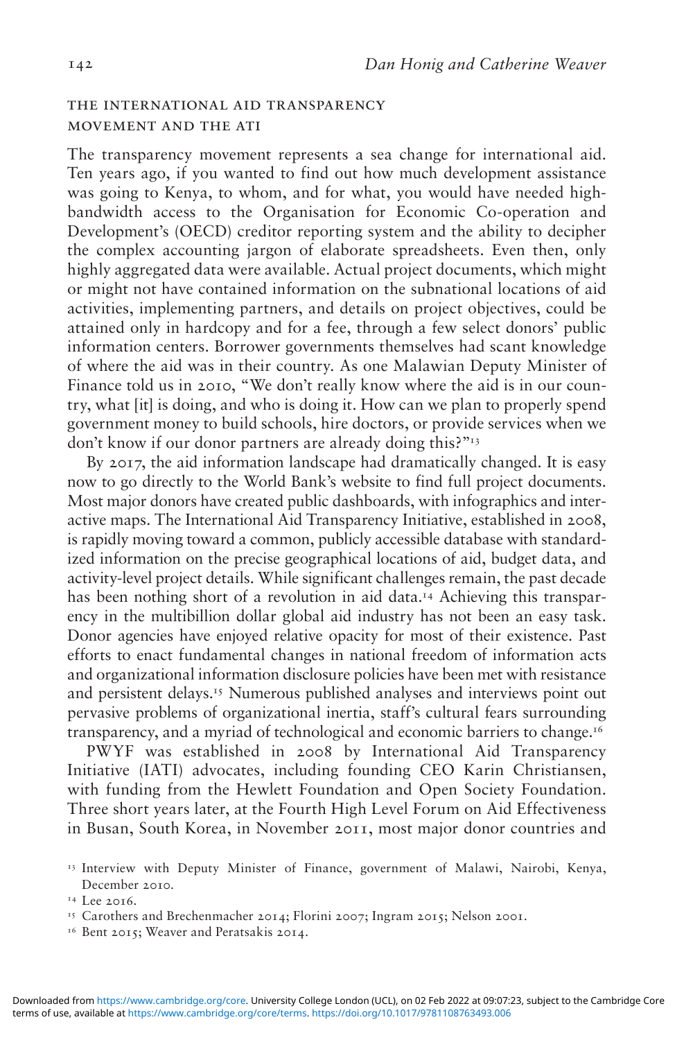## THE INTERNATIONAL AID TRANSPARENCY MOVEMENT AND THE ATI

The transparency movement represents a sea change for international aid. Ten years ago, if you wanted to find out how much development assistance was going to Kenya, to whom, and for what, you would have needed high-bandwidth access to the Organisation for Economic Co-operation and Development's (OECD) creditor reporting system and the ability to decipher the complex accounting jargon of elaborate spreadsheets. Even then, only highly aggregated data were available. Actual project documents, which might or might not have contained information on the subnational locations of aid activities, implementing partners, and details on project objectives, could be attained only in hardcopy and for a fee, through a few select donors' public information centers. Borrower governments themselves had scant knowledge of where the aid was in their country. As one Malawian Deputy Minister of Finance told us in 2010, "We don't really know where the aid is in our country, what [it] is doing, and who is doing it. How can we plan to properly spend government money to build schools, hire doctors, or provide services when we don't know if our donor partners are already doing this?"[13]

By 2017, the aid information landscape had dramatically changed. It is easy now to go directly to the World Bank's website to find full project documents. Most major donors have created public dashboards, with infographics and interactive maps. The International Aid Transparency Initiative, established in 2008, is rapidly moving toward a common, publicly accessible database with standardized information on the precise geographical locations of aid, budget data, and activity-level project details. While significant challenges remain, the past decade has been nothing short of a revolution in aid data.[14] Achieving this transparency in the multibillion dollar global aid industry has not been an easy task. Donor agencies have enjoyed relative opacity for most of their existence. Past efforts to enact fundamental changes in national freedom of information acts and organizational information disclosure policies have been met with resistance and persistent delays.[15] Numerous published analyses and interviews point out pervasive problems of organizational inertia, staff's cultural fears surrounding transparency, and a myriad of technological and economic barriers to change.[16]

PWYF was established in 2008 by International Aid Transparency Initiative (IATI) advocates, including founding CEO Karin Christiansen, with funding from the Hewlett Foundation and Open Society Foundation. Three short years later, at the Fourth High Level Forum on Aid Effectiveness in Busan, South Korea, in November 2011, most major donor countries and

[13] Interview with Deputy Minister of Finance, government of Malawi, Nairobi, Kenya, December 2010.

[14] Lee 2016.

[15] Carothers and Brechenmacher 2014; Florini 2007; Ingram 2015; Nelson 2001.

[16] Bent 2015; Weaver and Peratsakis 2014.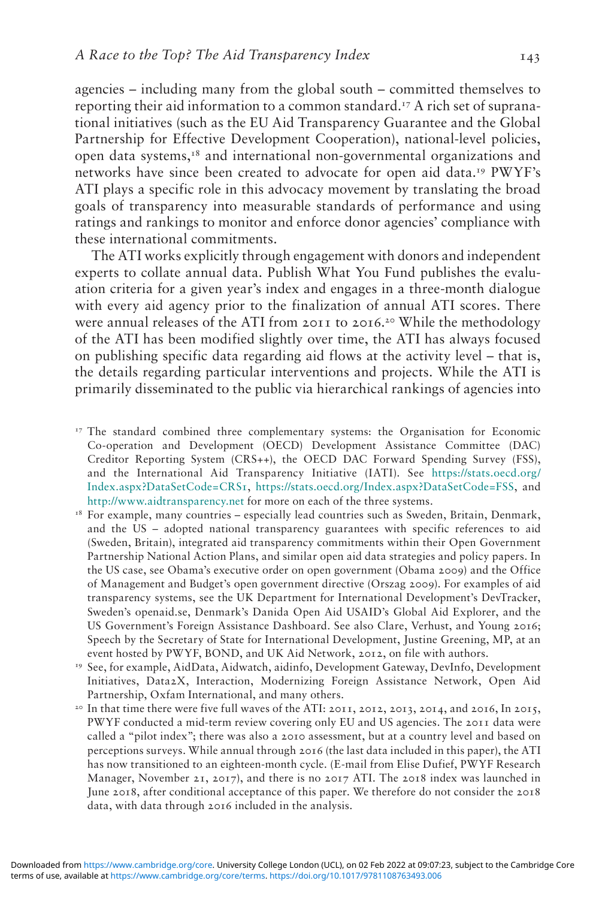agencies – including many from the global south – committed themselves to reporting their aid information to a common standard.[17] A rich set of supranational initiatives (such as the EU Aid Transparency Guarantee and the Global Partnership for Effective Development Cooperation), national-level policies, open data systems,[18] and international non-governmental organizations and networks have since been created to advocate for open aid data.[19] PWYF's ATI plays a specific role in this advocacy movement by translating the broad goals of transparency into measurable standards of performance and using ratings and rankings to monitor and enforce donor agencies' compliance with these international commitments.

The ATI works explicitly through engagement with donors and independent experts to collate annual data. Publish What You Fund publishes the evaluation criteria for a given year's index and engages in a three-month dialogue with every aid agency prior to the finalization of annual ATI scores. There were annual releases of the ATI from 2011 to 2016.[20] While the methodology of the ATI has been modified slightly over time, the ATI has always focused on publishing specific data regarding aid flows at the activity level – that is, the details regarding particular interventions and projects. While the ATI is primarily disseminated to the public via hierarchical rankings of agencies into

[17] The standard combined three complementary systems: the Organisation for Economic Co-operation and Development (OECD) Development Assistance Committee (DAC) Creditor Reporting System (CRS++), the OECD DAC Forward Spending Survey (FSS), and the International Aid Transparency Initiative (IATI). See https://stats.oecd.org/Index.aspx?DataSetCode=CRS1, https://stats.oecd.org/Index.aspx?DataSetCode=FSS, and http://www.aidtransparency.net for more on each of the three systems.

[18] For example, many countries – especially lead countries such as Sweden, Britain, Denmark, and the US – adopted national transparency guarantees with specific references to aid (Sweden, Britain), integrated aid transparency commitments within their Open Government Partnership National Action Plans, and similar open aid data strategies and policy papers. In the US case, see Obama's executive order on open government (Obama 2009) and the Office of Management and Budget's open government directive (Orszag 2009). For examples of aid transparency systems, see the UK Department for International Development's DevTracker, Sweden's openaid.se, Denmark's Danida Open Aid USAID's Global Aid Explorer, and the US Government's Foreign Assistance Dashboard. See also Clare, Verhust, and Young 2016; Speech by the Secretary of State for International Development, Justine Greening, MP, at an event hosted by PWYF, BOND, and UK Aid Network, 2012, on file with authors.

[19] See, for example, AidData, Aidwatch, aidinfo, Development Gateway, DevInfo, Development Initiatives, Data2X, Interaction, Modernizing Foreign Assistance Network, Open Aid Partnership, Oxfam International, and many others.

[20] In that time there were five full waves of the ATI: 2011, 2012, 2013, 2014, and 2016, In 2015, PWYF conducted a mid-term review covering only EU and US agencies. The 2011 data were called a "pilot index"; there was also a 2010 assessment, but at a country level and based on perceptions surveys. While annual through 2016 (the last data included in this paper), the ATI has now transitioned to an eighteen-month cycle. (E-mail from Elise Dufief, PWYF Research Manager, November 21, 2017), and there is no 2017 ATI. The 2018 index was launched in June 2018, after conditional acceptance of this paper. We therefore do not consider the 2018 data, with data through 2016 included in the analysis.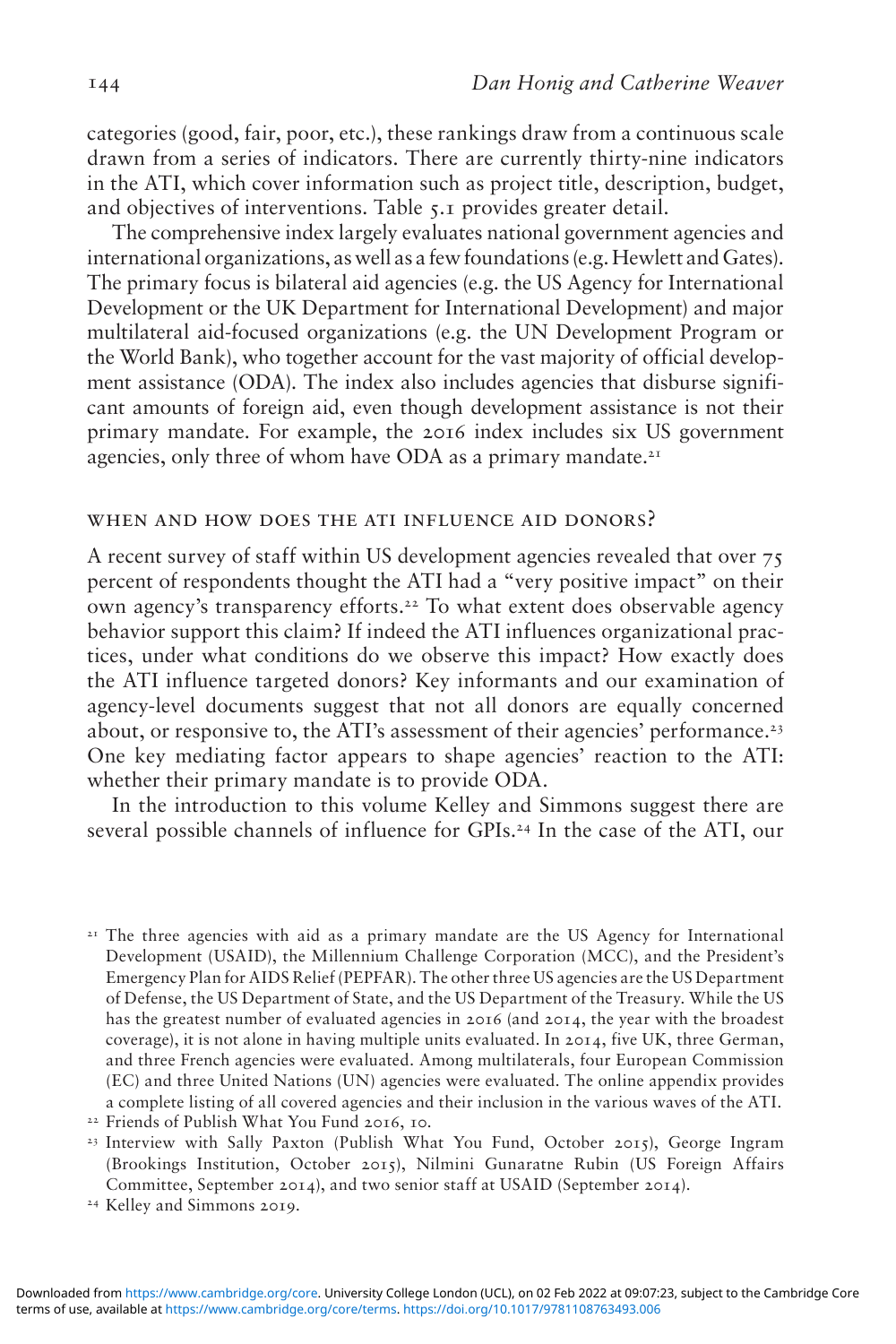categories (good, fair, poor, etc.), these rankings draw from a continuous scale drawn from a series of indicators. There are currently thirty-nine indicators in the ATI, which cover information such as project title, description, budget, and objectives of interventions. Table 5.1 provides greater detail.

The comprehensive index largely evaluates national government agencies and international organizations, as well as a few foundations (e.g. Hewlett and Gates). The primary focus is bilateral aid agencies (e.g. the US Agency for International Development or the UK Department for International Development) and major multilateral aid-focused organizations (e.g. the UN Development Program or the World Bank), who together account for the vast majority of official development assistance (ODA). The index also includes agencies that disburse significant amounts of foreign aid, even though development assistance is not their primary mandate. For example, the 2016 index includes six US government agencies, only three of whom have ODA as a primary mandate.[21]

## WHEN AND HOW DOES THE ATI INFLUENCE AID DONORS?

A recent survey of staff within US development agencies revealed that over 75 percent of respondents thought the ATI had a "very positive impact" on their own agency's transparency efforts.[22] To what extent does observable agency behavior support this claim? If indeed the ATI influences organizational practices, under what conditions do we observe this impact? How exactly does the ATI influence targeted donors? Key informants and our examination of agency-level documents suggest that not all donors are equally concerned about, or responsive to, the ATI's assessment of their agencies' performance.[23] One key mediating factor appears to shape agencies' reaction to the ATI: whether their primary mandate is to provide ODA.

In the introduction to this volume Kelley and Simmons suggest there are several possible channels of influence for GPIs.[24] In the case of the ATI, our

[21] The three agencies with aid as a primary mandate are the US Agency for International Development (USAID), the Millennium Challenge Corporation (MCC), and the President's Emergency Plan for AIDS Relief (PEPFAR). The other three US agencies are the US Department of Defense, the US Department of State, and the US Department of the Treasury. While the US has the greatest number of evaluated agencies in 2016 (and 2014, the year with the broadest coverage), it is not alone in having multiple units evaluated. In 2014, five UK, three German, and three French agencies were evaluated. Among multilaterals, four European Commission (EC) and three United Nations (UN) agencies were evaluated. The online appendix provides a complete listing of all covered agencies and their inclusion in the various waves of the ATI.

[22] Friends of Publish What You Fund 2016, 10.

[23] Interview with Sally Paxton (Publish What You Fund, October 2015), George Ingram (Brookings Institution, October 2015), Nilmini Gunaratne Rubin (US Foreign Affairs Committee, September 2014), and two senior staff at USAID (September 2014).

[24] Kelley and Simmons 2019.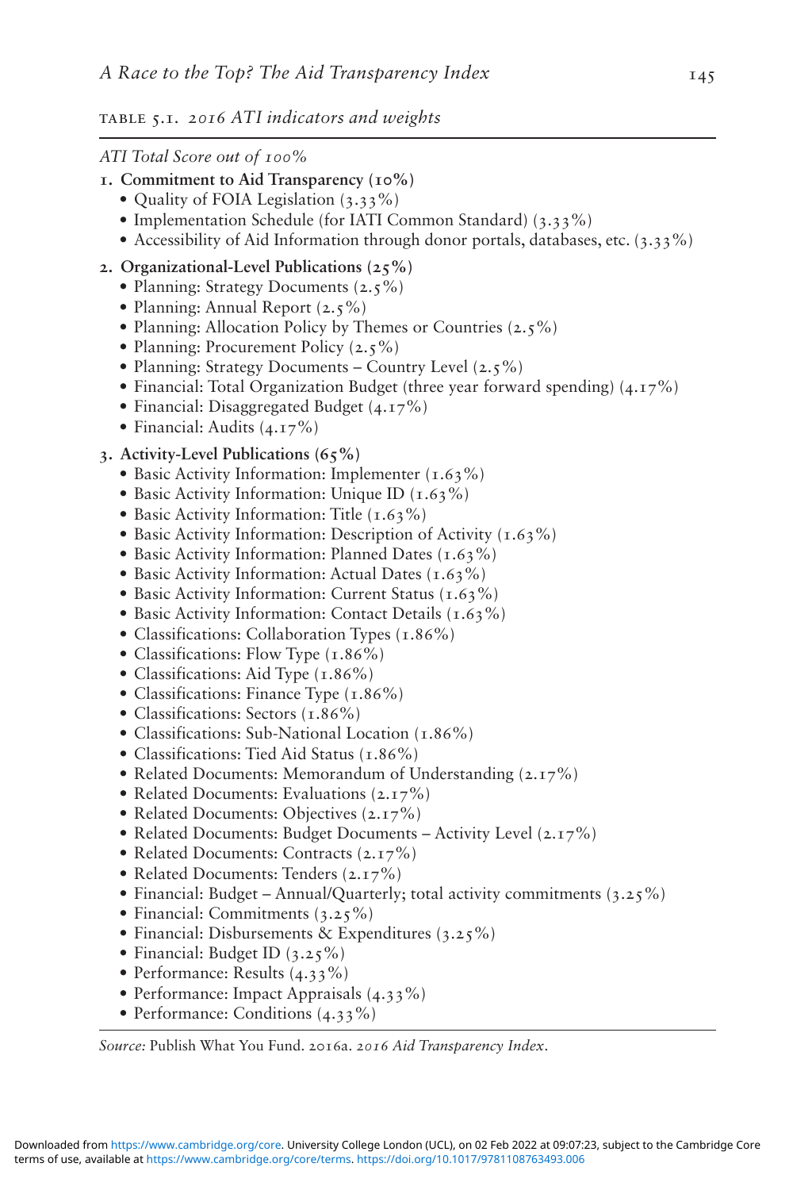TABLE 5.1. *2016 ATI indicators and weights*

*ATI Total Score out of 100%*

1. **Commitment to Aid Transparency (10%)**
   - Quality of FOIA Legislation (3.33%)
   - Implementation Schedule (for IATI Common Standard) (3.33%)
   - Accessibility of Aid Information through donor portals, databases, etc. (3.33%)
2. **Organizational-Level Publications (25%)**
   - Planning: Strategy Documents (2.5%)
   - Planning: Annual Report (2.5%)
   - Planning: Allocation Policy by Themes or Countries (2.5%)
   - Planning: Procurement Policy (2.5%)
   - Planning: Strategy Documents – Country Level (2.5%)
   - Financial: Total Organization Budget (three year forward spending) (4.17%)
   - Financial: Disaggregated Budget (4.17%)
   - Financial: Audits (4.17%)
3. **Activity-Level Publications (65%)**
   - Basic Activity Information: Implementer (1.63%)
   - Basic Activity Information: Unique ID (1.63%)
   - Basic Activity Information: Title (1.63%)
   - Basic Activity Information: Description of Activity (1.63%)
   - Basic Activity Information: Planned Dates (1.63%)
   - Basic Activity Information: Actual Dates (1.63%)
   - Basic Activity Information: Current Status (1.63%)
   - Basic Activity Information: Contact Details (1.63%)
   - Classifications: Collaboration Types (1.86%)
   - Classifications: Flow Type (1.86%)
   - Classifications: Aid Type (1.86%)
   - Classifications: Finance Type (1.86%)
   - Classifications: Sectors (1.86%)
   - Classifications: Sub-National Location (1.86%)
   - Classifications: Tied Aid Status (1.86%)
   - Related Documents: Memorandum of Understanding (2.17%)
   - Related Documents: Evaluations (2.17%)
   - Related Documents: Objectives (2.17%)
   - Related Documents: Budget Documents – Activity Level (2.17%)
   - Related Documents: Contracts (2.17%)
   - Related Documents: Tenders (2.17%)
   - Financial: Budget – Annual/Quarterly; total activity commitments (3.25%)
   - Financial: Commitments (3.25%)
   - Financial: Disbursements & Expenditures (3.25%)
   - Financial: Budget ID (3.25%)
   - Performance: Results (4.33%)
   - Performance: Impact Appraisals (4.33%)
   - Performance: Conditions (4.33%)

*Source:* Publish What You Fund. 2016a. *2016 Aid Transparency Index*.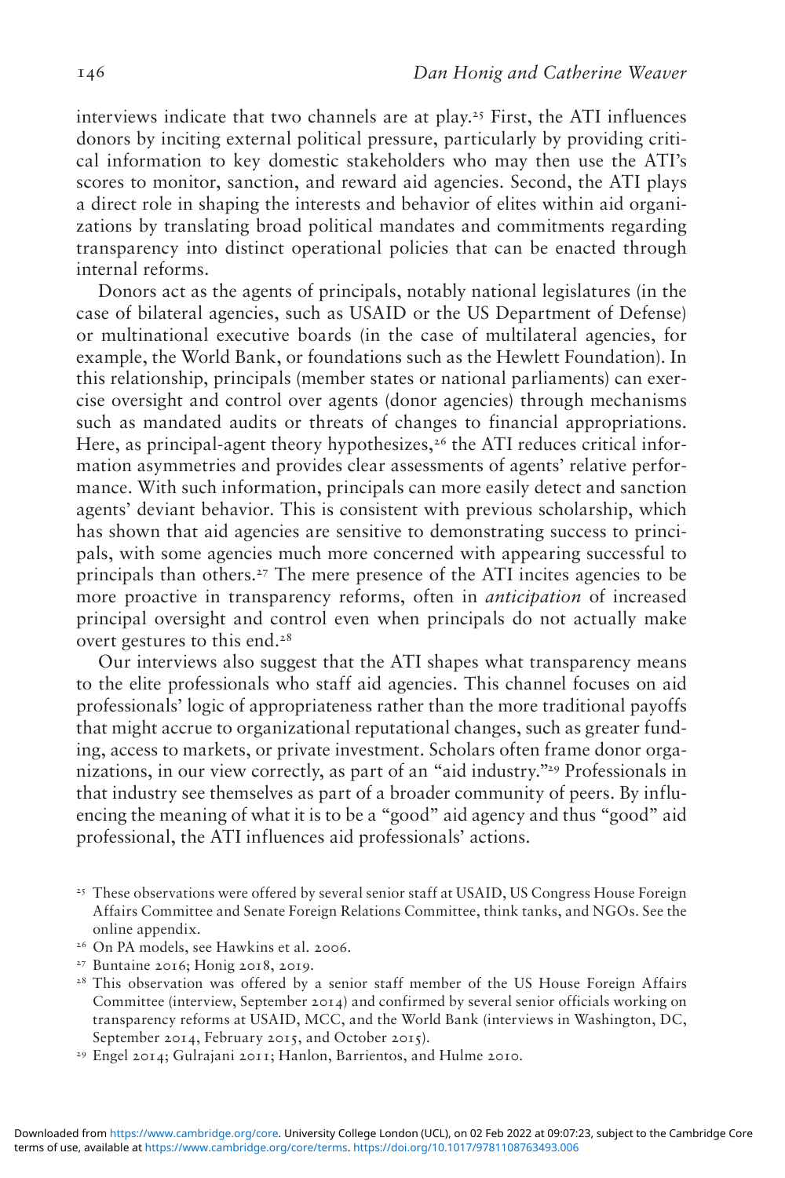interviews indicate that two channels are at play.[25] First, the ATI influences donors by inciting external political pressure, particularly by providing critical information to key domestic stakeholders who may then use the ATI's scores to monitor, sanction, and reward aid agencies. Second, the ATI plays a direct role in shaping the interests and behavior of elites within aid organizations by translating broad political mandates and commitments regarding transparency into distinct operational policies that can be enacted through internal reforms.

Donors act as the agents of principals, notably national legislatures (in the case of bilateral agencies, such as USAID or the US Department of Defense) or multinational executive boards (in the case of multilateral agencies, for example, the World Bank, or foundations such as the Hewlett Foundation). In this relationship, principals (member states or national parliaments) can exercise oversight and control over agents (donor agencies) through mechanisms such as mandated audits or threats of changes to financial appropriations. Here, as principal-agent theory hypothesizes,[26] the ATI reduces critical information asymmetries and provides clear assessments of agents' relative performance. With such information, principals can more easily detect and sanction agents' deviant behavior. This is consistent with previous scholarship, which has shown that aid agencies are sensitive to demonstrating success to principals, with some agencies much more concerned with appearing successful to principals than others.[27] The mere presence of the ATI incites agencies to be more proactive in transparency reforms, often in *anticipation* of increased principal oversight and control even when principals do not actually make overt gestures to this end.[28]

Our interviews also suggest that the ATI shapes what transparency means to the elite professionals who staff aid agencies. This channel focuses on aid professionals' logic of appropriateness rather than the more traditional payoffs that might accrue to organizational reputational changes, such as greater funding, access to markets, or private investment. Scholars often frame donor organizations, in our view correctly, as part of an "aid industry."[29] Professionals in that industry see themselves as part of a broader community of peers. By influencing the meaning of what it is to be a "good" aid agency and thus "good" aid professional, the ATI influences aid professionals' actions.

[25] These observations were offered by several senior staff at USAID, US Congress House Foreign Affairs Committee and Senate Foreign Relations Committee, think tanks, and NGOs. See the online appendix.

[26] On PA models, see Hawkins et al. 2006.

[27] Buntaine 2016; Honig 2018, 2019.

[28] This observation was offered by a senior staff member of the US House Foreign Affairs Committee (interview, September 2014) and confirmed by several senior officials working on transparency reforms at USAID, MCC, and the World Bank (interviews in Washington, DC, September 2014, February 2015, and October 2015).

[29] Engel 2014; Gulrajani 2011; Hanlon, Barrientos, and Hulme 2010.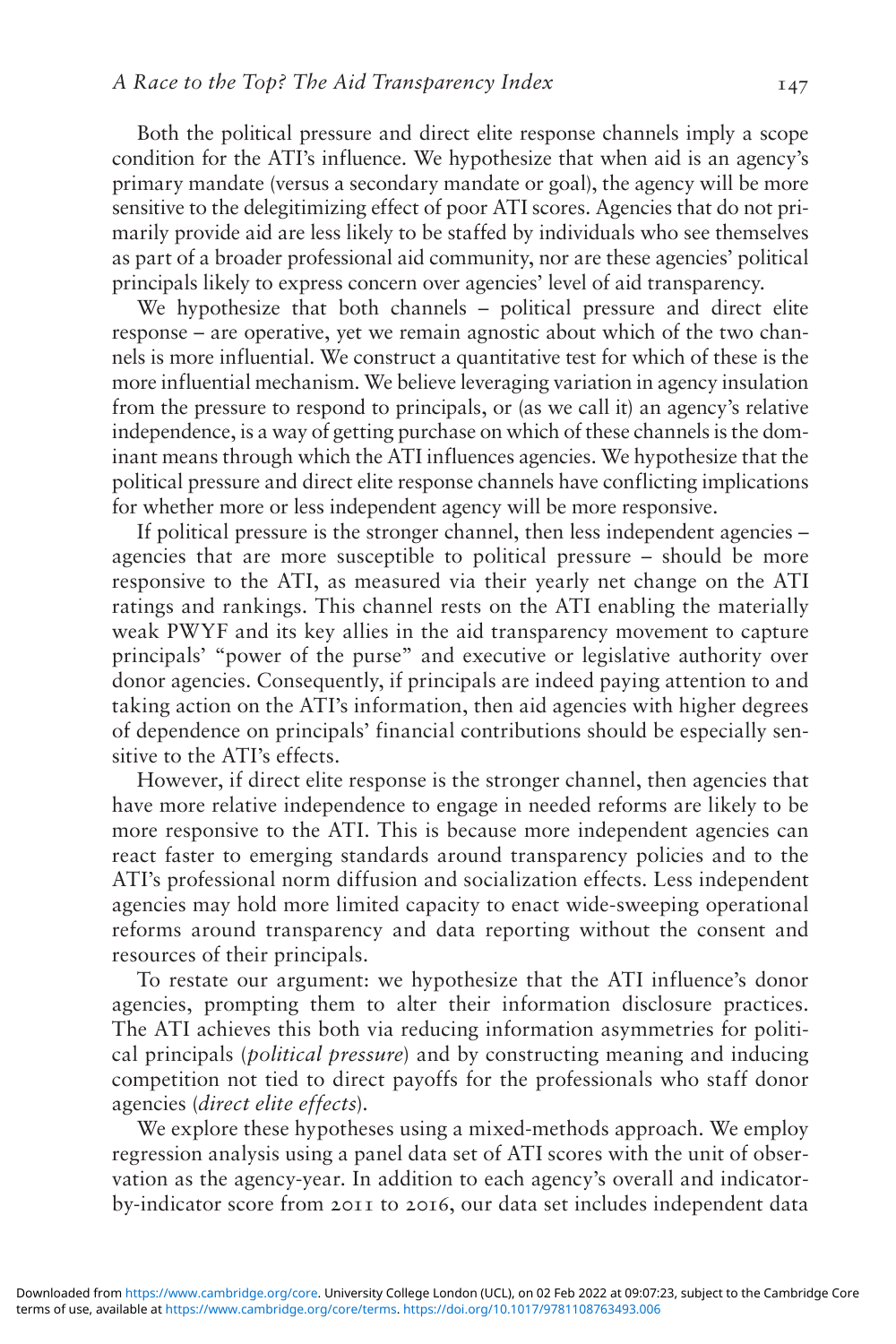Both the political pressure and direct elite response channels imply a scope condition for the ATI's influence. We hypothesize that when aid is an agency's primary mandate (versus a secondary mandate or goal), the agency will be more sensitive to the delegitimizing effect of poor ATI scores. Agencies that do not primarily provide aid are less likely to be staffed by individuals who see themselves as part of a broader professional aid community, nor are these agencies' political principals likely to express concern over agencies' level of aid transparency.

We hypothesize that both channels – political pressure and direct elite response – are operative, yet we remain agnostic about which of the two channels is more influential. We construct a quantitative test for which of these is the more influential mechanism. We believe leveraging variation in agency insulation from the pressure to respond to principals, or (as we call it) an agency's relative independence, is a way of getting purchase on which of these channels is the dominant means through which the ATI influences agencies. We hypothesize that the political pressure and direct elite response channels have conflicting implications for whether more or less independent agency will be more responsive.

If political pressure is the stronger channel, then less independent agencies – agencies that are more susceptible to political pressure – should be more responsive to the ATI, as measured via their yearly net change on the ATI ratings and rankings. This channel rests on the ATI enabling the materially weak PWYF and its key allies in the aid transparency movement to capture principals' "power of the purse" and executive or legislative authority over donor agencies. Consequently, if principals are indeed paying attention to and taking action on the ATI's information, then aid agencies with higher degrees of dependence on principals' financial contributions should be especially sensitive to the ATI's effects.

However, if direct elite response is the stronger channel, then agencies that have more relative independence to engage in needed reforms are likely to be more responsive to the ATI. This is because more independent agencies can react faster to emerging standards around transparency policies and to the ATI's professional norm diffusion and socialization effects. Less independent agencies may hold more limited capacity to enact wide-sweeping operational reforms around transparency and data reporting without the consent and resources of their principals.

To restate our argument: we hypothesize that the ATI influence's donor agencies, prompting them to alter their information disclosure practices. The ATI achieves this both via reducing information asymmetries for political principals (*political pressure*) and by constructing meaning and inducing competition not tied to direct payoffs for the professionals who staff donor agencies (*direct elite effects*).

We explore these hypotheses using a mixed-methods approach. We employ regression analysis using a panel data set of ATI scores with the unit of observation as the agency-year. In addition to each agency's overall and indicator-by-indicator score from 2011 to 2016, our data set includes independent data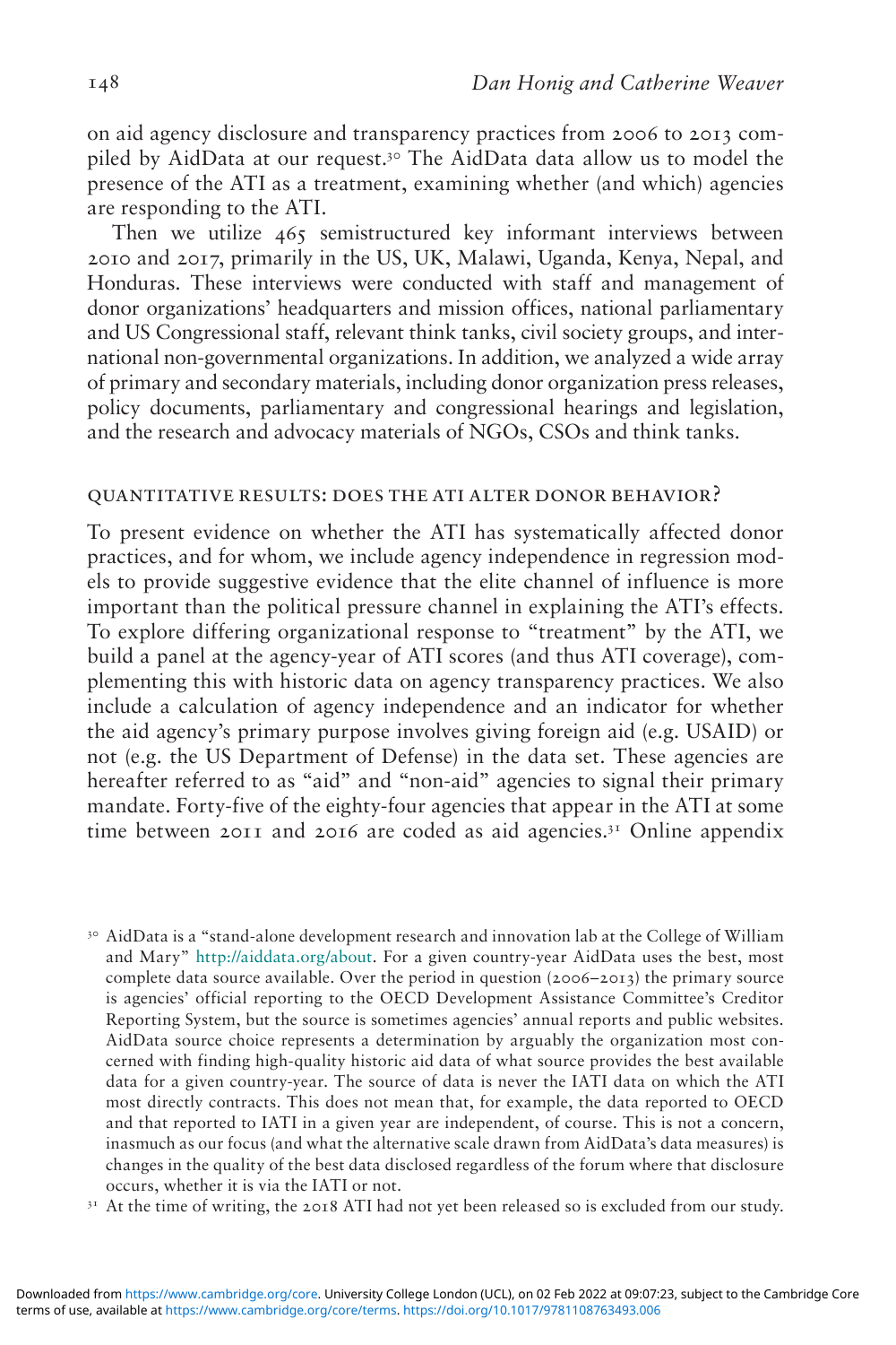on aid agency disclosure and transparency practices from 2006 to 2013 compiled by AidData at our request.[30] The AidData data allow us to model the presence of the ATI as a treatment, examining whether (and which) agencies are responding to the ATI.

Then we utilize 465 semistructured key informant interviews between 2010 and 2017, primarily in the US, UK, Malawi, Uganda, Kenya, Nepal, and Honduras. These interviews were conducted with staff and management of donor organizations' headquarters and mission offices, national parliamentary and US Congressional staff, relevant think tanks, civil society groups, and international non-governmental organizations. In addition, we analyzed a wide array of primary and secondary materials, including donor organization press releases, policy documents, parliamentary and congressional hearings and legislation, and the research and advocacy materials of NGOs, CSOs and think tanks.

## QUANTITATIVE RESULTS: DOES THE ATI ALTER DONOR BEHAVIOR?

To present evidence on whether the ATI has systematically affected donor practices, and for whom, we include agency independence in regression models to provide suggestive evidence that the elite channel of influence is more important than the political pressure channel in explaining the ATI's effects. To explore differing organizational response to "treatment" by the ATI, we build a panel at the agency-year of ATI scores (and thus ATI coverage), complementing this with historic data on agency transparency practices. We also include a calculation of agency independence and an indicator for whether the aid agency's primary purpose involves giving foreign aid (e.g. USAID) or not (e.g. the US Department of Defense) in the data set. These agencies are hereafter referred to as "aid" and "non-aid" agencies to signal their primary mandate. Forty-five of the eighty-four agencies that appear in the ATI at some time between 2011 and 2016 are coded as aid agencies.[31] Online appendix

---

[30] AidData is a "stand-alone development research and innovation lab at the College of William and Mary" http://aiddata.org/about. For a given country-year AidData uses the best, most complete data source available. Over the period in question (2006–2013) the primary source is agencies' official reporting to the OECD Development Assistance Committee's Creditor Reporting System, but the source is sometimes agencies' annual reports and public websites. AidData source choice represents a determination by arguably the organization most concerned with finding high-quality historic aid data of what source provides the best available data for a given country-year. The source of data is never the IATI data on which the ATI most directly contracts. This does not mean that, for example, the data reported to OECD and that reported to IATI in a given year are independent, of course. This is not a concern, inasmuch as our focus (and what the alternative scale drawn from AidData's data measures) is changes in the quality of the best data disclosed regardless of the forum where that disclosure occurs, whether it is via the IATI or not.

[31] At the time of writing, the 2018 ATI had not yet been released so is excluded from our study.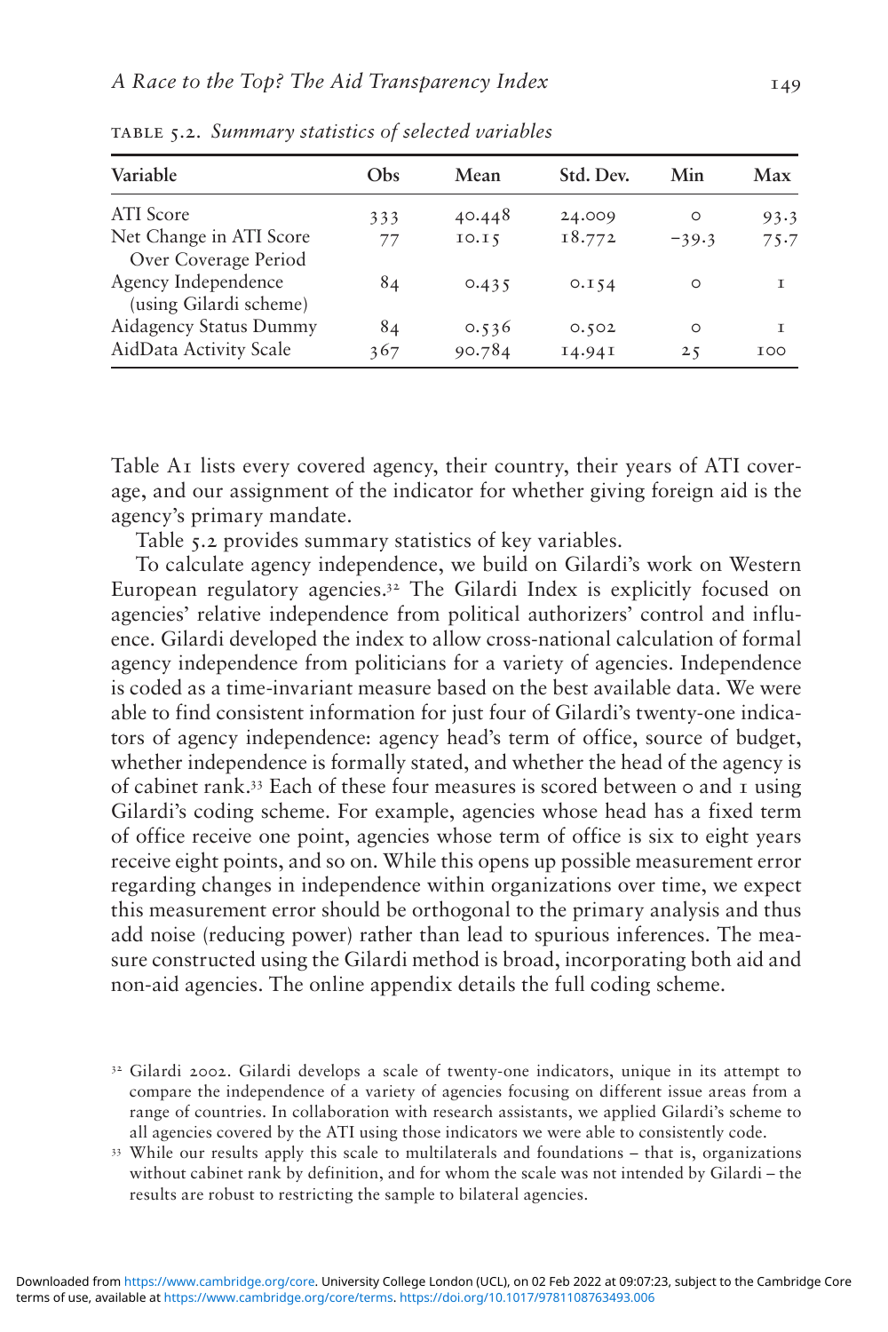TABLE 5.2. *Summary statistics of selected variables*

| Variable | Obs | Mean | Std. Dev. | Min | Max |
|---|---|---|---|---|---|
| ATI Score | 333 | 40.448 | 24.009 | 0 | 93.3 |
| Net Change in ATI Score Over Coverage Period | 77 | 10.15 | 18.772 | −39.3 | 75.7 |
| Agency Independence (using Gilardi scheme) | 84 | 0.435 | 0.154 | 0 | 1 |
| Aidagency Status Dummy | 84 | 0.536 | 0.502 | 0 | 1 |
| AidData Activity Scale | 367 | 90.784 | 14.941 | 25 | 100 |

Table A1 lists every covered agency, their country, their years of ATI coverage, and our assignment of the indicator for whether giving foreign aid is the agency's primary mandate.

Table 5.2 provides summary statistics of key variables.

To calculate agency independence, we build on Gilardi's work on Western European regulatory agencies.[32] The Gilardi Index is explicitly focused on agencies' relative independence from political authorizers' control and influence. Gilardi developed the index to allow cross-national calculation of formal agency independence from politicians for a variety of agencies. Independence is coded as a time-invariant measure based on the best available data. We were able to find consistent information for just four of Gilardi's twenty-one indicators of agency independence: agency head's term of office, source of budget, whether independence is formally stated, and whether the head of the agency is of cabinet rank.[33] Each of these four measures is scored between 0 and 1 using Gilardi's coding scheme. For example, agencies whose head has a fixed term of office receive one point, agencies whose term of office is six to eight years receive eight points, and so on. While this opens up possible measurement error regarding changes in independence within organizations over time, we expect this measurement error should be orthogonal to the primary analysis and thus add noise (reducing power) rather than lead to spurious inferences. The measure constructed using the Gilardi method is broad, incorporating both aid and non-aid agencies. The online appendix details the full coding scheme.

[32] Gilardi 2002. Gilardi develops a scale of twenty-one indicators, unique in its attempt to compare the independence of a variety of agencies focusing on different issue areas from a range of countries. In collaboration with research assistants, we applied Gilardi's scheme to all agencies covered by the ATI using those indicators we were able to consistently code.

[33] While our results apply this scale to multilaterals and foundations – that is, organizations without cabinet rank by definition, and for whom the scale was not intended by Gilardi – the results are robust to restricting the sample to bilateral agencies.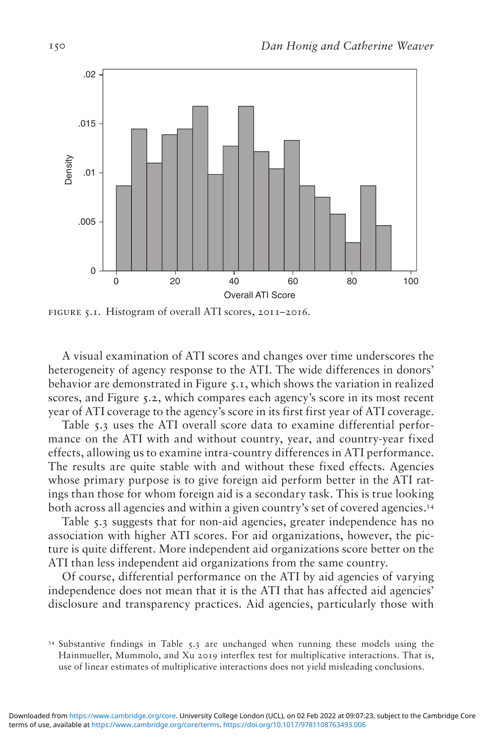FIGURE 5.1. Histogram of overall ATI scores, 2011–2016.

A visual examination of ATI scores and changes over time underscores the heterogeneity of agency response to the ATI. The wide differences in donors' behavior are demonstrated in Figure 5.1, which shows the variation in realized scores, and Figure 5.2, which compares each agency's score in its most recent year of ATI coverage to the agency's score in its first first year of ATI coverage.

Table 5.3 uses the ATI overall score data to examine differential performance on the ATI with and without country, year, and country-year fixed effects, allowing us to examine intra-country differences in ATI performance. The results are quite stable with and without these fixed effects. Agencies whose primary purpose is to give foreign aid perform better in the ATI ratings than those for whom foreign aid is a secondary task. This is true looking both across all agencies and within a given country's set of covered agencies.[34]

Table 5.3 suggests that for non-aid agencies, greater independence has no association with higher ATI scores. For aid organizations, however, the picture is quite different. More independent aid organizations score better on the ATI than less independent aid organizations from the same country.

Of course, differential performance on the ATI by aid agencies of varying independence does not mean that it is the ATI that has affected aid agencies' disclosure and transparency practices. Aid agencies, particularly those with

[34] Substantive findings in Table 5.3 are unchanged when running these models using the Hainmueller, Mummolo, and Xu 2019 interflex test for multiplicative interactions. That is, use of linear estimates of multiplicative interactions does not yield misleading conclusions.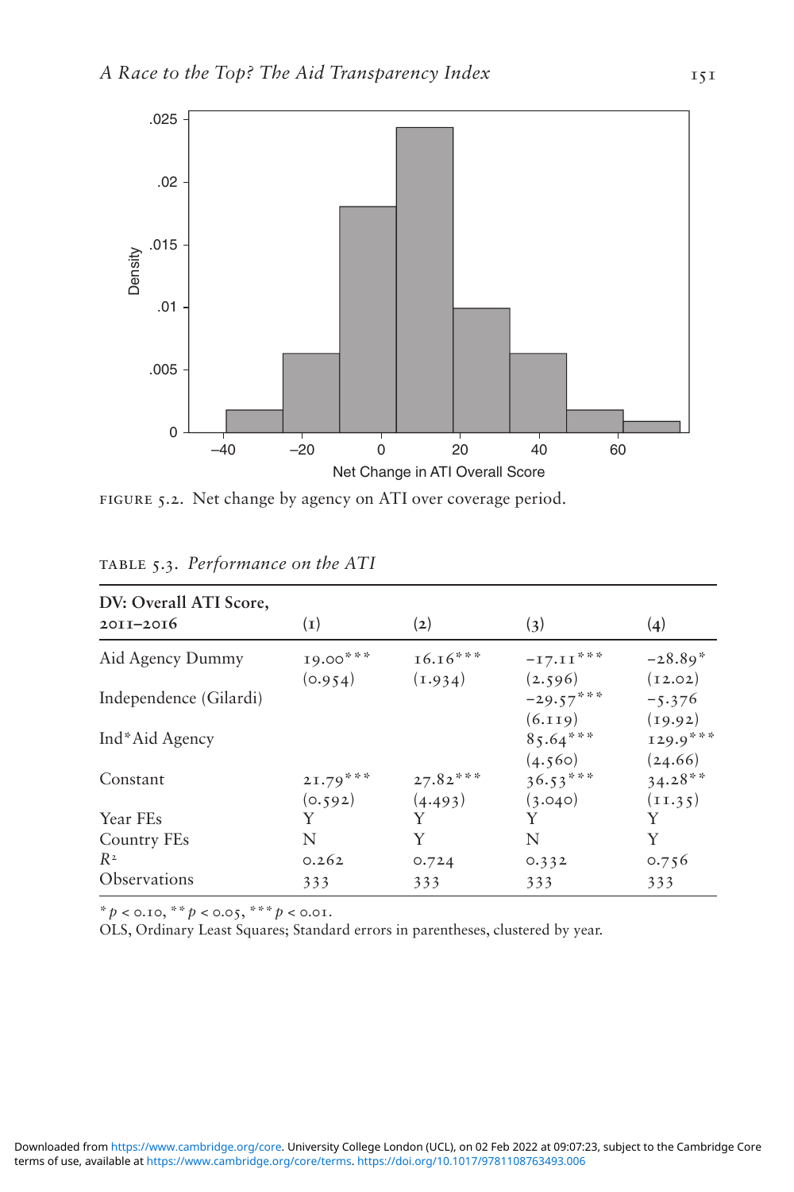FIGURE 5.2. Net change by agency on ATI over coverage period.

TABLE 5.3. *Performance on the ATI*

| DV: Overall ATI Score, 2011–2016 | (1) | (2) | (3) | (4) |
|---|---|---|---|---|
| Aid Agency Dummy | 19.00*** | 16.16*** | −17.11*** | −28.89* |
| | (0.954) | (1.934) | (2.596) | (12.02) |
| Independence (Gilardi) | | | −29.57*** | −5.376 |
| | | | (6.119) | (19.92) |
| Ind*Aid Agency | | | 85.64*** | 129.9*** |
| | | | (4.560) | (24.66) |
| Constant | 21.79*** | 27.82*** | 36.53*** | 34.28** |
| | (0.592) | (4.493) | (3.040) | (11.35) |
| Year FEs | Y | Y | Y | Y |
| Country FEs | N | Y | N | Y |
| $R^2$ | 0.262 | 0.724 | 0.332 | 0.756 |
| Observations | 333 | 333 | 333 | 333 |

* $p < 0.10$, ** $p < 0.05$, *** $p < 0.01$.
OLS, Ordinary Least Squares; Standard errors in parentheses, clustered by year.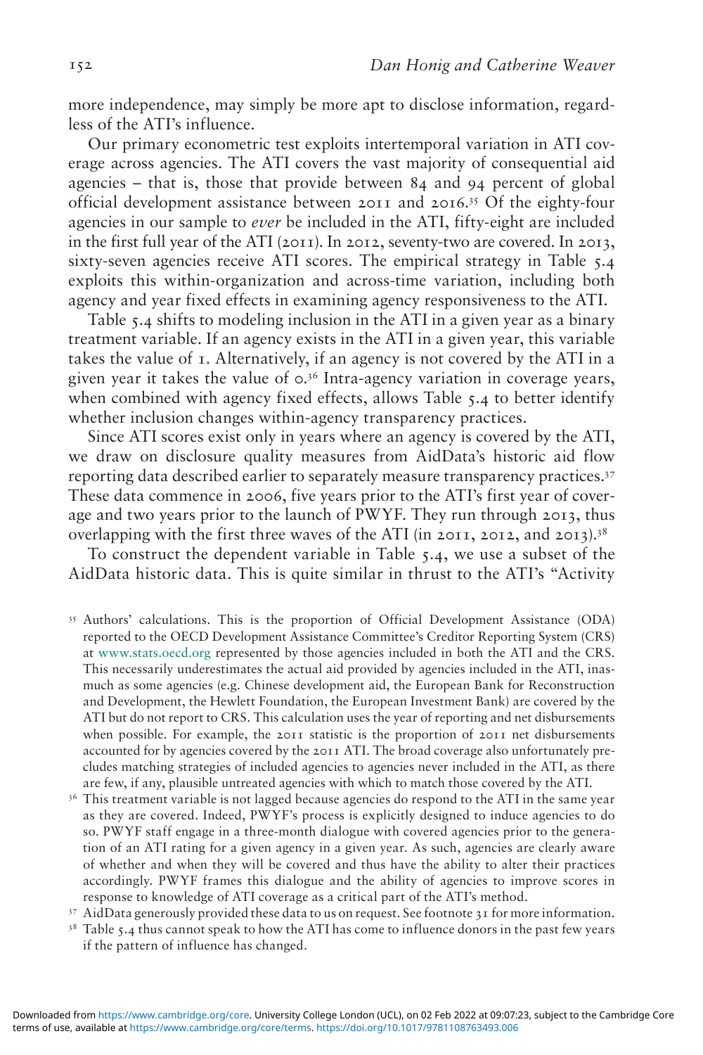more independence, may simply be more apt to disclose information, regardless of the ATI's influence.

Our primary econometric test exploits intertemporal variation in ATI coverage across agencies. The ATI covers the vast majority of consequential aid agencies – that is, those that provide between 84 and 94 percent of global official development assistance between 2011 and 2016.[35] Of the eighty-four agencies in our sample to *ever* be included in the ATI, fifty-eight are included in the first full year of the ATI (2011). In 2012, seventy-two are covered. In 2013, sixty-seven agencies receive ATI scores. The empirical strategy in Table 5.4 exploits this within-organization and across-time variation, including both agency and year fixed effects in examining agency responsiveness to the ATI.

Table 5.4 shifts to modeling inclusion in the ATI in a given year as a binary treatment variable. If an agency exists in the ATI in a given year, this variable takes the value of 1. Alternatively, if an agency is not covered by the ATI in a given year it takes the value of 0.[36] Intra-agency variation in coverage years, when combined with agency fixed effects, allows Table 5.4 to better identify whether inclusion changes within-agency transparency practices.

Since ATI scores exist only in years where an agency is covered by the ATI, we draw on disclosure quality measures from AidData's historic aid flow reporting data described earlier to separately measure transparency practices.[37] These data commence in 2006, five years prior to the ATI's first year of coverage and two years prior to the launch of PWYF. They run through 2013, thus overlapping with the first three waves of the ATI (in 2011, 2012, and 2013).[38]

To construct the dependent variable in Table 5.4, we use a subset of the AidData historic data. This is quite similar in thrust to the ATI's "Activity

[35] Authors' calculations. This is the proportion of Official Development Assistance (ODA) reported to the OECD Development Assistance Committee's Creditor Reporting System (CRS) at www.stats.oecd.org represented by those agencies included in both the ATI and the CRS. This necessarily underestimates the actual aid provided by agencies included in the ATI, inasmuch as some agencies (e.g. Chinese development aid, the European Bank for Reconstruction and Development, the Hewlett Foundation, the European Investment Bank) are covered by the ATI but do not report to CRS. This calculation uses the year of reporting and net disbursements when possible. For example, the 2011 statistic is the proportion of 2011 net disbursements accounted for by agencies covered by the 2011 ATI. The broad coverage also unfortunately precludes matching strategies of included agencies to agencies never included in the ATI, as there are few, if any, plausible untreated agencies with which to match those covered by the ATI.

[36] This treatment variable is not lagged because agencies do respond to the ATI in the same year as they are covered. Indeed, PWYF's process is explicitly designed to induce agencies to do so. PWYF staff engage in a three-month dialogue with covered agencies prior to the generation of an ATI rating for a given agency in a given year. As such, agencies are clearly aware of whether and when they will be covered and thus have the ability to alter their practices accordingly. PWYF frames this dialogue and the ability of agencies to improve scores in response to knowledge of ATI coverage as a critical part of the ATI's method.

[37] AidData generously provided these data to us on request. See footnote 31 for more information.

[38] Table 5.4 thus cannot speak to how the ATI has come to influence donors in the past few years if the pattern of influence has changed.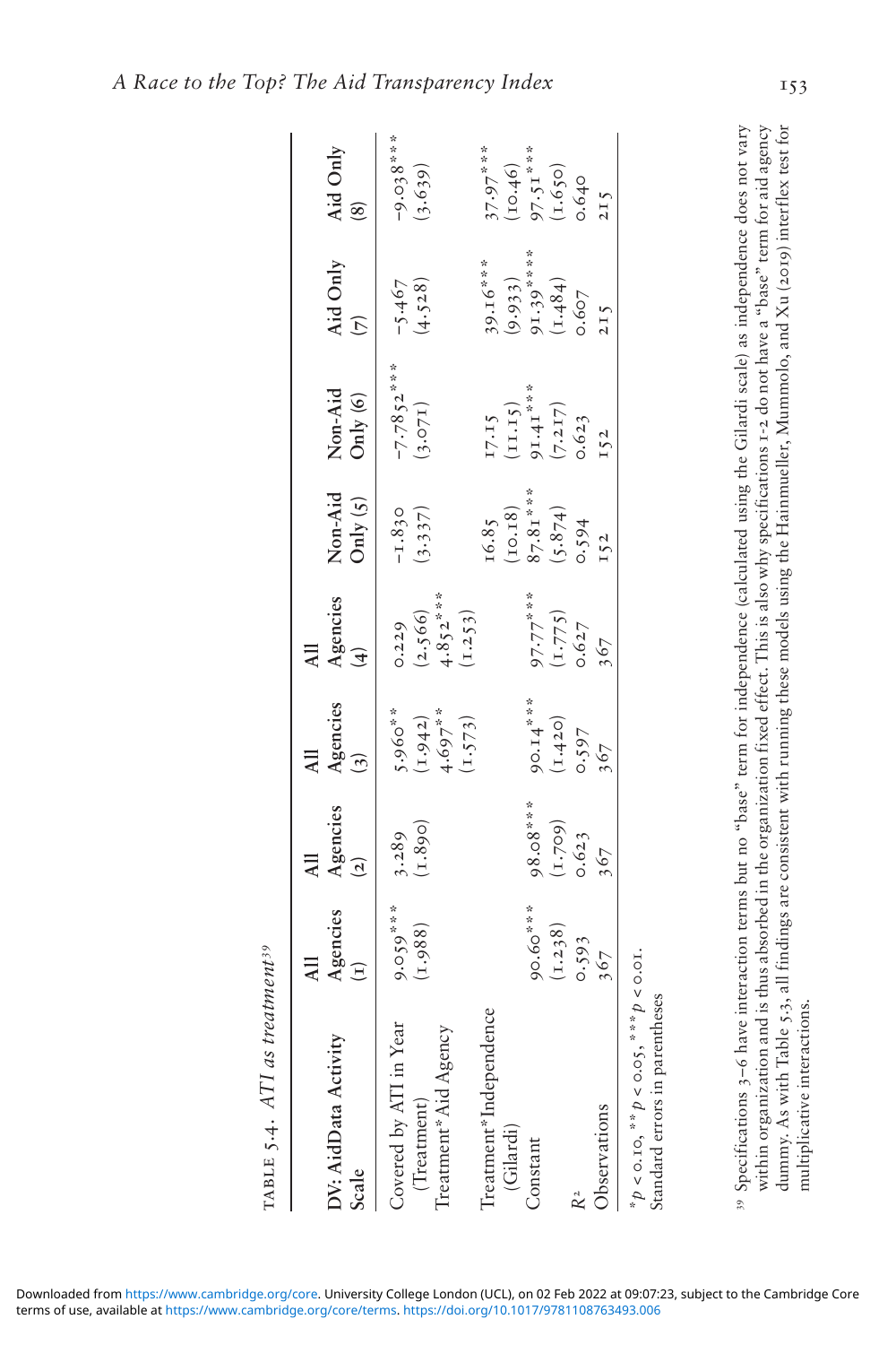TABLE 5.4. *ATI as treatment*[39]

| DV: AidData Activity Scale | All Agencies (1) | All Agencies (2) | All Agencies (3) | All Agencies (4) | Non-Aid Only (5) | Non-Aid Only (6) | Aid Only (7) | Aid Only (8) |
|---|---|---|---|---|---|---|---|---|
| Covered by ATI in Year (Treatment) | 9.059*** (1.988) | 3.289 (1.890) | 5.960** (1.942) | 0.229 (2.566) | −1.830 (3.337) | −7.7852*** (3.071) | −5.467 (4.528) | −9.038*** (3.639) |
| Treatment*Aid Agency | | | 4.697** (1.573) | 4.852*** (1.253) | | | | |
| Treatment*Independence (Gilardi) | | | | | 16.85 (10.18) | 17.15 (11.15) | 39.16*** (9.933) | 37.97*** (10.46) |
| Constant | 90.60*** (1.238) | 98.08*** (1.709) | 90.14*** (1.420) | 97.77*** (1.775) | 87.81*** (5.874) | 91.41*** (7.217) | 91.39*** (1.484) | 97.51*** (1.650) |
| $R^2$ | 0.593 | 0.623 | 0.597 | 0.627 | 0.594 | 0.623 | 0.607 | 0.640 |
| Observations | 367 | 367 | 367 | 367 | 152 | 152 | 215 | 215 |

* $p < 0.10$, ** $p < 0.05$, *** $p < 0.01$.
Standard errors in parentheses

[39] Specifications 3–6 have interaction terms but no "base" term for independence (calculated using the Gilardi scale) as independence does not vary within organization and is thus absorbed in the organization fixed effect. This is also why specifications 1–2 do not have a "base" term for aid agency dummy. As with Table 5.3, all findings are consistent with running these models using the Hainmueller, Mummolo, and Xu (2019) interflex test for multiplicative interactions.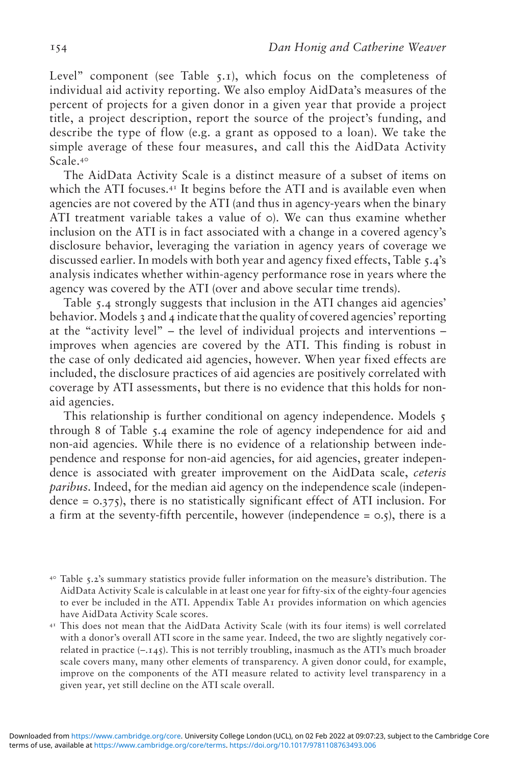Level" component (see Table 5.1), which focus on the completeness of individual aid activity reporting. We also employ AidData's measures of the percent of projects for a given donor in a given year that provide a project title, a project description, report the source of the project's funding, and describe the type of flow (e.g. a grant as opposed to a loan). We take the simple average of these four measures, and call this the AidData Activity Scale.[40]

The AidData Activity Scale is a distinct measure of a subset of items on which the ATI focuses.[41] It begins before the ATI and is available even when agencies are not covered by the ATI (and thus in agency-years when the binary ATI treatment variable takes a value of 0). We can thus examine whether inclusion on the ATI is in fact associated with a change in a covered agency's disclosure behavior, leveraging the variation in agency years of coverage we discussed earlier. In models with both year and agency fixed effects, Table 5.4's analysis indicates whether within-agency performance rose in years where the agency was covered by the ATI (over and above secular time trends).

Table 5.4 strongly suggests that inclusion in the ATI changes aid agencies' behavior. Models 3 and 4 indicate that the quality of covered agencies' reporting at the "activity level" – the level of individual projects and interventions – improves when agencies are covered by the ATI. This finding is robust in the case of only dedicated aid agencies, however. When year fixed effects are included, the disclosure practices of aid agencies are positively correlated with coverage by ATI assessments, but there is no evidence that this holds for non-aid agencies.

This relationship is further conditional on agency independence. Models 5 through 8 of Table 5.4 examine the role of agency independence for aid and non-aid agencies. While there is no evidence of a relationship between independence and response for non-aid agencies, for aid agencies, greater independence is associated with greater improvement on the AidData scale, *ceteris paribus*. Indeed, for the median aid agency on the independence scale (independence = 0.375), there is no statistically significant effect of ATI inclusion. For a firm at the seventy-fifth percentile, however (independence = 0.5), there is a

[40] Table 5.2's summary statistics provide fuller information on the measure's distribution. The AidData Activity Scale is calculable in at least one year for fifty-six of the eighty-four agencies to ever be included in the ATI. Appendix Table A1 provides information on which agencies have AidData Activity Scale scores.

[41] This does not mean that the AidData Activity Scale (with its four items) is well correlated with a donor's overall ATI score in the same year. Indeed, the two are slightly negatively correlated in practice (–.145). This is not terribly troubling, inasmuch as the ATI's much broader scale covers many, many other elements of transparency. A given donor could, for example, improve on the components of the ATI measure related to activity level transparency in a given year, yet still decline on the ATI scale overall.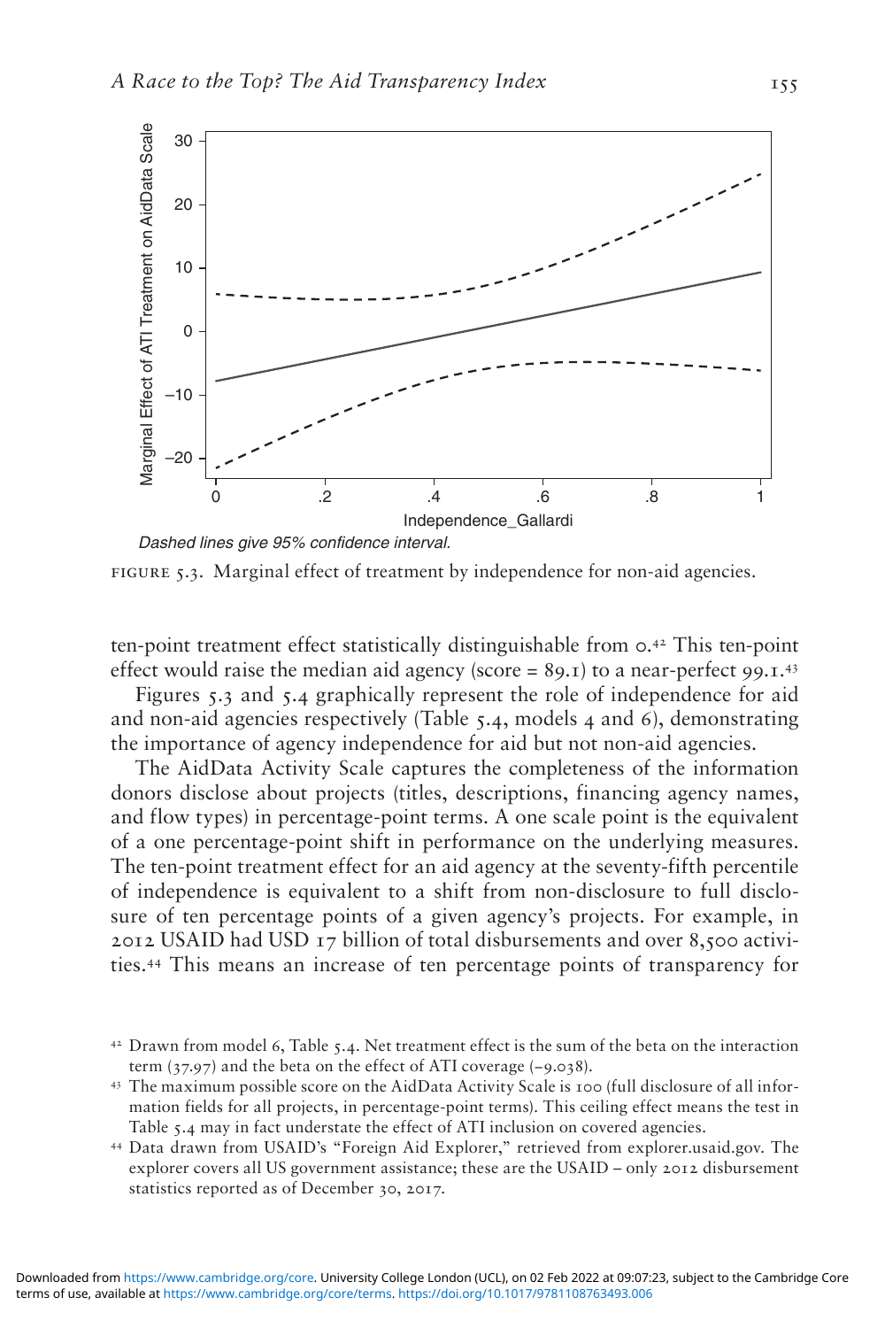Dashed lines give 95% confidence interval.

FIGURE 5.3. Marginal effect of treatment by independence for non-aid agencies.

ten-point treatment effect statistically distinguishable from 0.[42] This ten-point effect would raise the median aid agency (score = 89.1) to a near-perfect 99.1.[43]

Figures 5.3 and 5.4 graphically represent the role of independence for aid and non-aid agencies respectively (Table 5.4, models 4 and 6), demonstrating the importance of agency independence for aid but not non-aid agencies.

The AidData Activity Scale captures the completeness of the information donors disclose about projects (titles, descriptions, financing agency names, and flow types) in percentage-point terms. A one scale point is the equivalent of a one percentage-point shift in performance on the underlying measures. The ten-point treatment effect for an aid agency at the seventy-fifth percentile of independence is equivalent to a shift from non-disclosure to full disclosure of ten percentage points of a given agency's projects. For example, in 2012 USAID had USD 17 billion of total disbursements and over 8,500 activities.[44] This means an increase of ten percentage points of transparency for

[42] Drawn from model 6, Table 5.4. Net treatment effect is the sum of the beta on the interaction term (37.97) and the beta on the effect of ATI coverage (–9.038).

[43] The maximum possible score on the AidData Activity Scale is 100 (full disclosure of all information fields for all projects, in percentage-point terms). This ceiling effect means the test in Table 5.4 may in fact understate the effect of ATI inclusion on covered agencies.

[44] Data drawn from USAID's "Foreign Aid Explorer," retrieved from explorer.usaid.gov. The explorer covers all US government assistance; these are the USAID – only 2012 disbursement statistics reported as of December 30, 2017.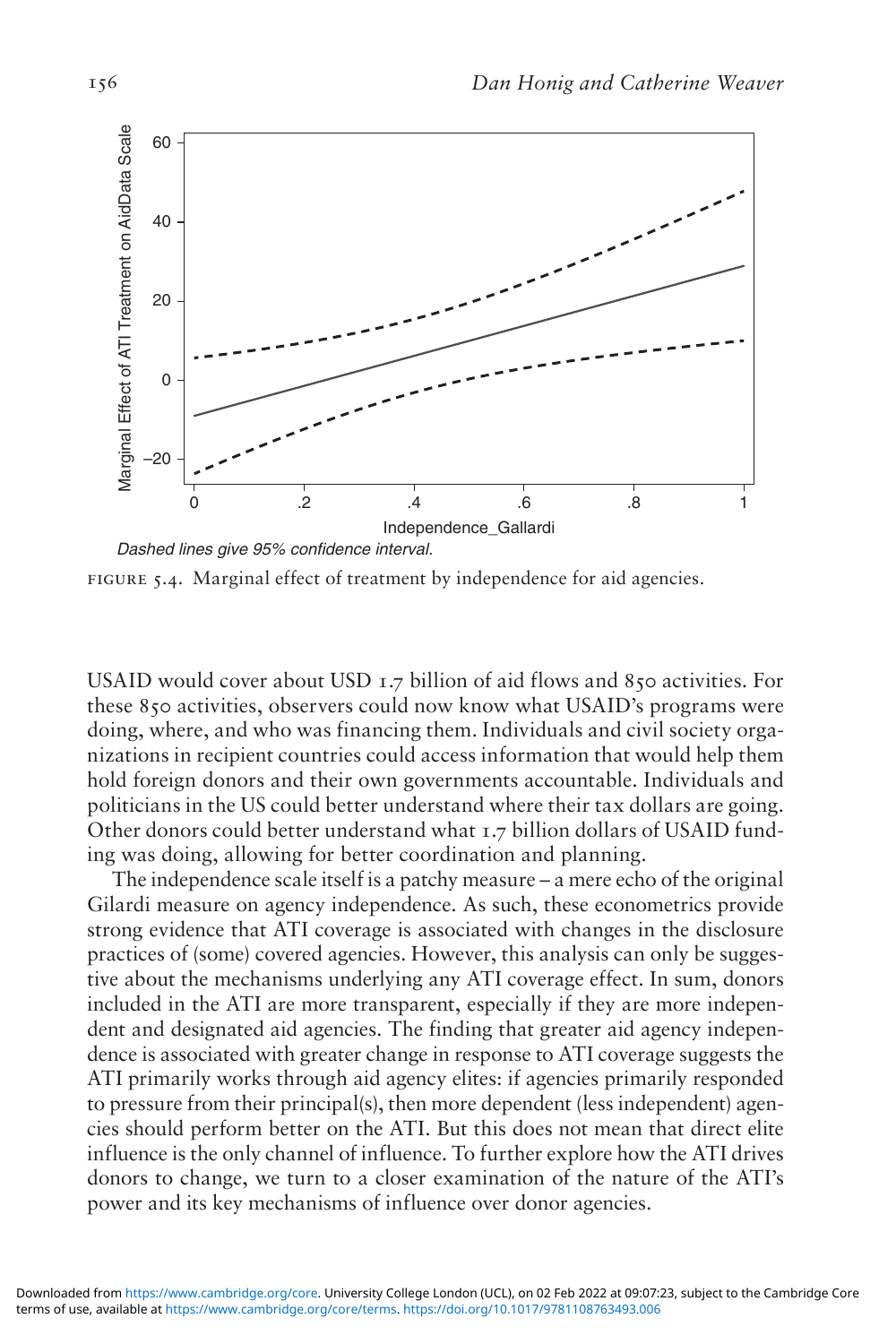Dashed lines give 95% confidence interval.

FIGURE 5.4. Marginal effect of treatment by independence for aid agencies.

USAID would cover about USD 1.7 billion of aid flows and 850 activities. For these 850 activities, observers could now know what USAID's programs were doing, where, and who was financing them. Individuals and civil society organizations in recipient countries could access information that would help them hold foreign donors and their own governments accountable. Individuals and politicians in the US could better understand where their tax dollars are going. Other donors could better understand what 1.7 billion dollars of USAID funding was doing, allowing for better coordination and planning.

The independence scale itself is a patchy measure – a mere echo of the original Gilardi measure on agency independence. As such, these econometrics provide strong evidence that ATI coverage is associated with changes in the disclosure practices of (some) covered agencies. However, this analysis can only be suggestive about the mechanisms underlying any ATI coverage effect. In sum, donors included in the ATI are more transparent, especially if they are more independent and designated aid agencies. The finding that greater aid agency independence is associated with greater change in response to ATI coverage suggests the ATI primarily works through aid agency elites: if agencies primarily responded to pressure from their principal(s), then more dependent (less independent) agencies should perform better on the ATI. But this does not mean that direct elite influence is the only channel of influence. To further explore how the ATI drives donors to change, we turn to a closer examination of the nature of the ATI's power and its key mechanisms of influence over donor agencies.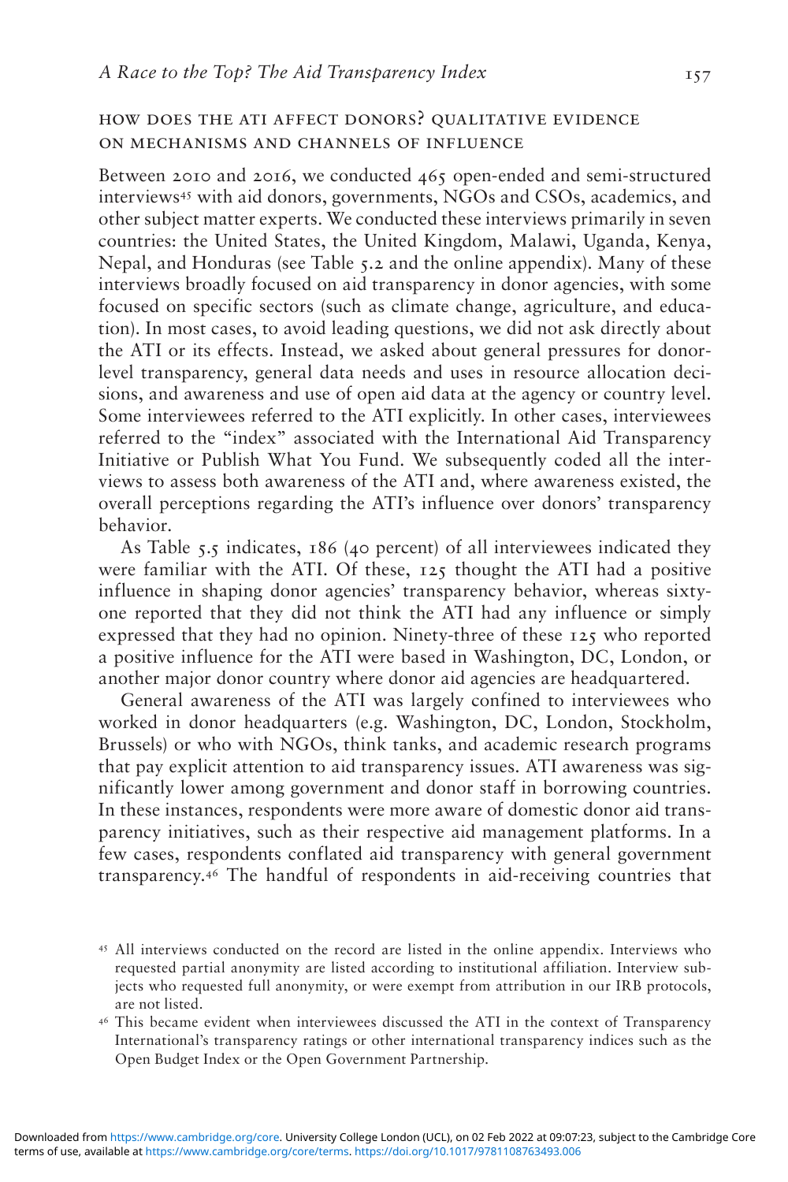## HOW DOES THE ATI AFFECT DONORS? QUALITATIVE EVIDENCE ON MECHANISMS AND CHANNELS OF INFLUENCE

Between 2010 and 2016, we conducted 465 open-ended and semi-structured interviews[45] with aid donors, governments, NGOs and CSOs, academics, and other subject matter experts. We conducted these interviews primarily in seven countries: the United States, the United Kingdom, Malawi, Uganda, Kenya, Nepal, and Honduras (see Table 5.2 and the online appendix). Many of these interviews broadly focused on aid transparency in donor agencies, with some focused on specific sectors (such as climate change, agriculture, and education). In most cases, to avoid leading questions, we did not ask directly about the ATI or its effects. Instead, we asked about general pressures for donor-level transparency, general data needs and uses in resource allocation decisions, and awareness and use of open aid data at the agency or country level. Some interviewees referred to the ATI explicitly. In other cases, interviewees referred to the "index" associated with the International Aid Transparency Initiative or Publish What You Fund. We subsequently coded all the interviews to assess both awareness of the ATI and, where awareness existed, the overall perceptions regarding the ATI's influence over donors' transparency behavior.

As Table 5.5 indicates, 186 (40 percent) of all interviewees indicated they were familiar with the ATI. Of these, 125 thought the ATI had a positive influence in shaping donor agencies' transparency behavior, whereas sixty-one reported that they did not think the ATI had any influence or simply expressed that they had no opinion. Ninety-three of these 125 who reported a positive influence for the ATI were based in Washington, DC, London, or another major donor country where donor aid agencies are headquartered.

General awareness of the ATI was largely confined to interviewees who worked in donor headquarters (e.g. Washington, DC, London, Stockholm, Brussels) or who with NGOs, think tanks, and academic research programs that pay explicit attention to aid transparency issues. ATI awareness was significantly lower among government and donor staff in borrowing countries. In these instances, respondents were more aware of domestic donor aid transparency initiatives, such as their respective aid management platforms. In a few cases, respondents conflated aid transparency with general government transparency.[46] The handful of respondents in aid-receiving countries that

[45] All interviews conducted on the record are listed in the online appendix. Interviews who requested partial anonymity are listed according to institutional affiliation. Interview subjects who requested full anonymity, or were exempt from attribution in our IRB protocols, are not listed.

[46] This became evident when interviewees discussed the ATI in the context of Transparency International's transparency ratings or other international transparency indices such as the Open Budget Index or the Open Government Partnership.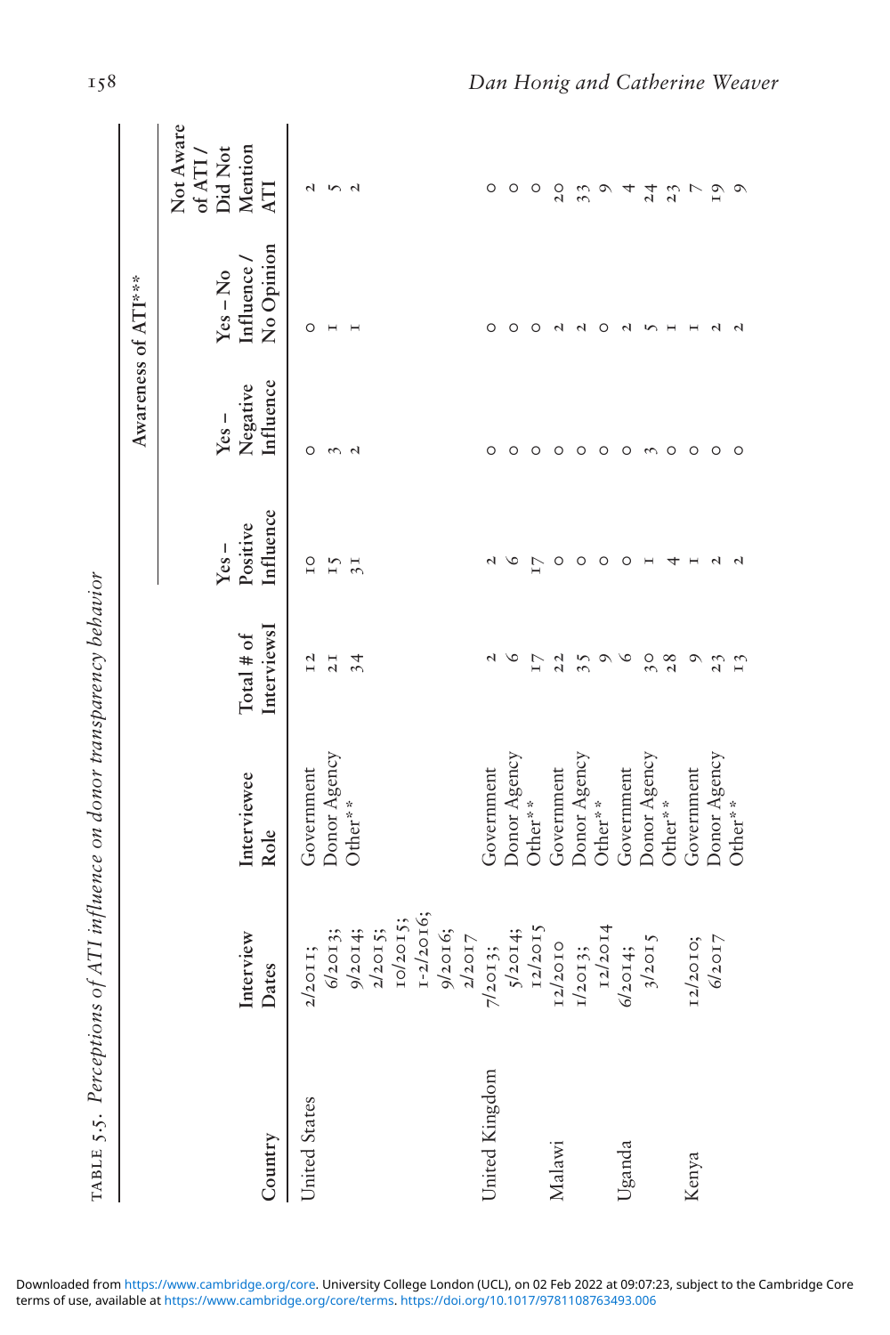TABLE 5.5. *Perceptions of ATI influence on donor transparency behavior*

| Country | Interview Dates | Interviewee Role | Total # of InterviewsI | Awareness of ATI*** | | | |
|---|---|---|---|---|---|---|---|
| | | | | Yes – Positive Influence | Yes – Negative Influence | Yes – No Influence / No Opinion | Not Aware of ATI / Did Not Mention ATI |
| United States | 2/2011; 6/2013; 9/2014; 2/2015; 10/2015; 1-2/2016; 9/2016; 2/2017 | Government | 12 | 10 | 0 | 0 | 2 |
| | | Donor Agency | 21 | 15 | 3 | 1 | 5 |
| | | Other** | 34 | 31 | 2 | 1 | 2 |
| United Kingdom | 7/2013; 5/2014; 12/2015 | Government | 2 | 2 | 0 | 0 | 0 |
| | | Donor Agency | 6 | 6 | 0 | 0 | 0 |
| | | Other** | 17 | 17 | 0 | 0 | 0 |
| Malawi | 12/2010 | Government | 22 | 0 | 0 | 2 | 20 |
| | 1/2013; 12/2014 | Donor Agency | 35 | 0 | 0 | 2 | 33 |
| | | Other** | 9 | 0 | 0 | 0 | 9 |
| Uganda | 6/2014; 3/2015 | Government | 6 | 0 | 0 | 2 | 4 |
| | | Donor Agency | 30 | 1 | 3 | 5 | 24 |
| | | Other** | 28 | 4 | 0 | 1 | 23 |
| Kenya | 12/2010; 6/2017 | Government | 9 | 1 | 0 | 1 | 7 |
| | | Donor Agency | 23 | 2 | 0 | 2 | 19 |
| | | Other** | 13 | 2 | 0 | 2 | 9 |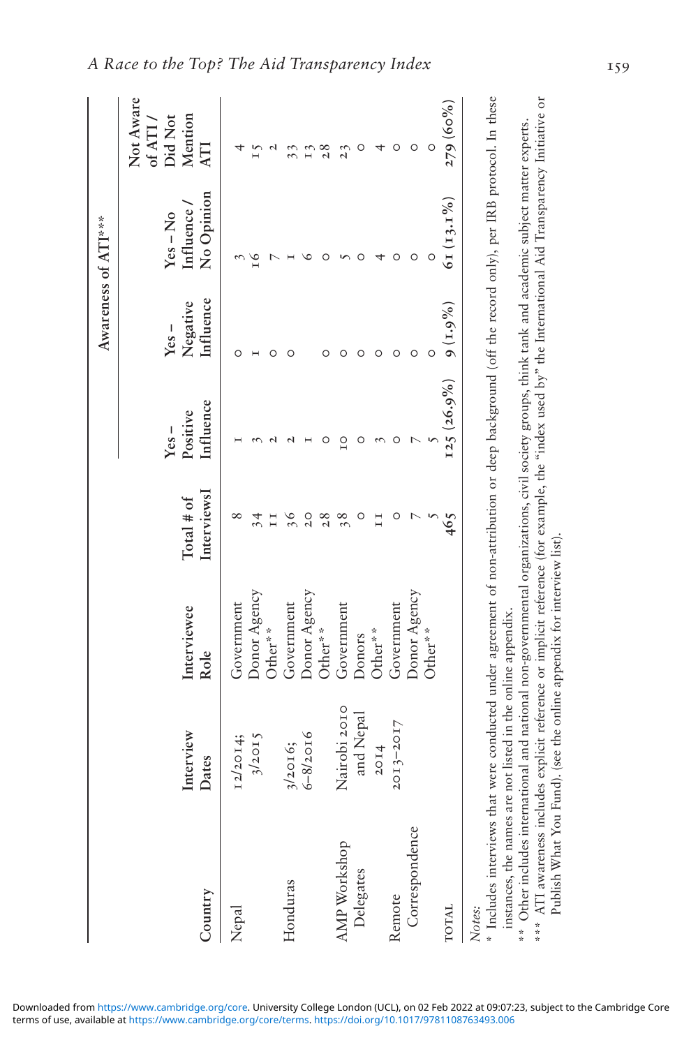| Country | Interview Dates | Interviewee Role | Total # of Interviews[I] | Awareness of ATI*** | | | |
|---|---|---|---|---|---|---|---|
| | | | | Yes – Positive Influence | Yes – Negative Influence | Yes – No Influence / No Opinion | Not Aware of ATI / Did Not Mention ATI |
| Nepal | 12/2014; 3/2015 | Government | 8 | 1 | 0 | 3 | 4 |
| | | Donor Agency | 34 | 3 | 1 | 16 | 15 |
| | | Other** | 11 | 2 | 0 | 7 | 2 |
| Honduras | 3/2016; 6–8/2016 | Government | 36 | 2 | 0 | 1 | 33 |
| | | Donor Agency | 20 | 1 | | 6 | 13 |
| | | Other** | 28 | 0 | 0 | 0 | 28 |
| AMP Workshop Delegates | Nairobi 2010 and Nepal 2014 | Government | 38 | 10 | 0 | 5 | 23 |
| | | Donors | 0 | 0 | 0 | 0 | 0 |
| | | Other** | 11 | 3 | 0 | 4 | 4 |
| Remote Correspondence | 2013–2017 | Government | 0 | 0 | 0 | 0 | 0 |
| | | Donor Agency | 7 | 7 | 0 | 0 | 0 |
| | | Other** | 5 | 5 | 0 | 0 | 0 |
| TOTAL | | | 465 | 125 (26.9%) | 9 (1.9%) | 61 (13.1%) | 279 (60%) |

*Notes:*

\* Includes interviews that were conducted under agreement of non-attribution or deep background (off the record only), per IRB protocol. In these instances, the names are not listed in the online appendix.

\*\* Other includes international and national non-governmental organizations, civil society groups, think tank and academic subject matter experts.

\*\*\* ATI awareness includes explicit reference or implicit reference (for example, the "index used by" the International Aid Transparency Initiative or Publish What You Fund). (see the online appendix for interview list).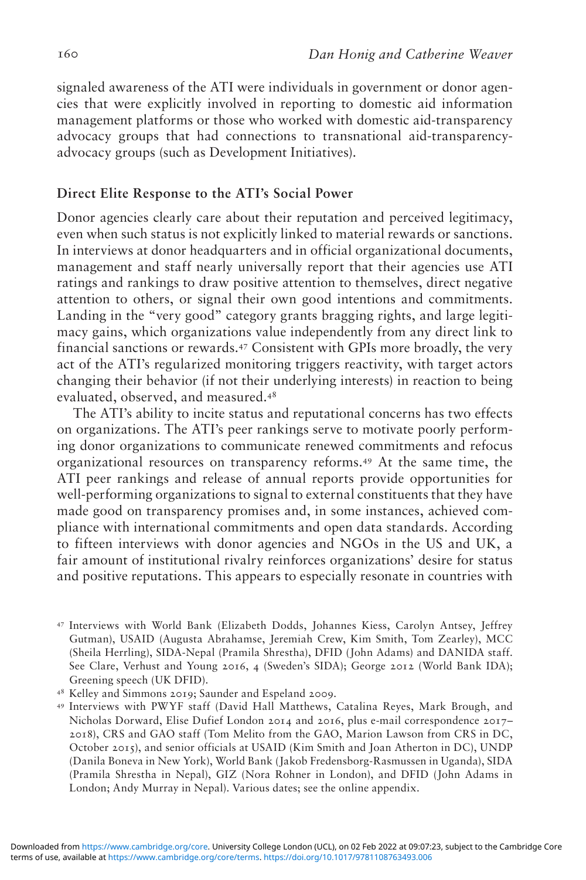signaled awareness of the ATI were individuals in government or donor agencies that were explicitly involved in reporting to domestic aid information management platforms or those who worked with domestic aid-transparency advocacy groups that had connections to transnational aid-transparency-advocacy groups (such as Development Initiatives).

### Direct Elite Response to the ATI's Social Power

Donor agencies clearly care about their reputation and perceived legitimacy, even when such status is not explicitly linked to material rewards or sanctions. In interviews at donor headquarters and in official organizational documents, management and staff nearly universally report that their agencies use ATI ratings and rankings to draw positive attention to themselves, direct negative attention to others, or signal their own good intentions and commitments. Landing in the "very good" category grants bragging rights, and large legitimacy gains, which organizations value independently from any direct link to financial sanctions or rewards.[47] Consistent with GPIs more broadly, the very act of the ATI's regularized monitoring triggers reactivity, with target actors changing their behavior (if not their underlying interests) in reaction to being evaluated, observed, and measured.[48]

The ATI's ability to incite status and reputational concerns has two effects on organizations. The ATI's peer rankings serve to motivate poorly performing donor organizations to communicate renewed commitments and refocus organizational resources on transparency reforms.[49] At the same time, the ATI peer rankings and release of annual reports provide opportunities for well-performing organizations to signal to external constituents that they have made good on transparency promises and, in some instances, achieved compliance with international commitments and open data standards. According to fifteen interviews with donor agencies and NGOs in the US and UK, a fair amount of institutional rivalry reinforces organizations' desire for status and positive reputations. This appears to especially resonate in countries with

[47] Interviews with World Bank (Elizabeth Dodds, Johannes Kiess, Carolyn Antsey, Jeffrey Gutman), USAID (Augusta Abrahamse, Jeremiah Crew, Kim Smith, Tom Zearley), MCC (Sheila Herrling), SIDA-Nepal (Pramila Shrestha), DFID (John Adams) and DANIDA staff. See Clare, Verhust and Young 2016, 4 (Sweden's SIDA); George 2012 (World Bank IDA); Greening speech (UK DFID).

[48] Kelley and Simmons 2019; Saunder and Espeland 2009.

[49] Interviews with PWYF staff (David Hall Matthews, Catalina Reyes, Mark Brough, and Nicholas Dorward, Elise Dufief London 2014 and 2016, plus e-mail correspondence 2017–2018), CRS and GAO staff (Tom Melito from the GAO, Marion Lawson from CRS in DC, October 2015), and senior officials at USAID (Kim Smith and Joan Atherton in DC), UNDP (Danila Boneva in New York), World Bank (Jakob Fredensborg-Rasmussen in Uganda), SIDA (Pramila Shrestha in Nepal), GIZ (Nora Rohner in London), and DFID (John Adams in London; Andy Murray in Nepal). Various dates; see the online appendix.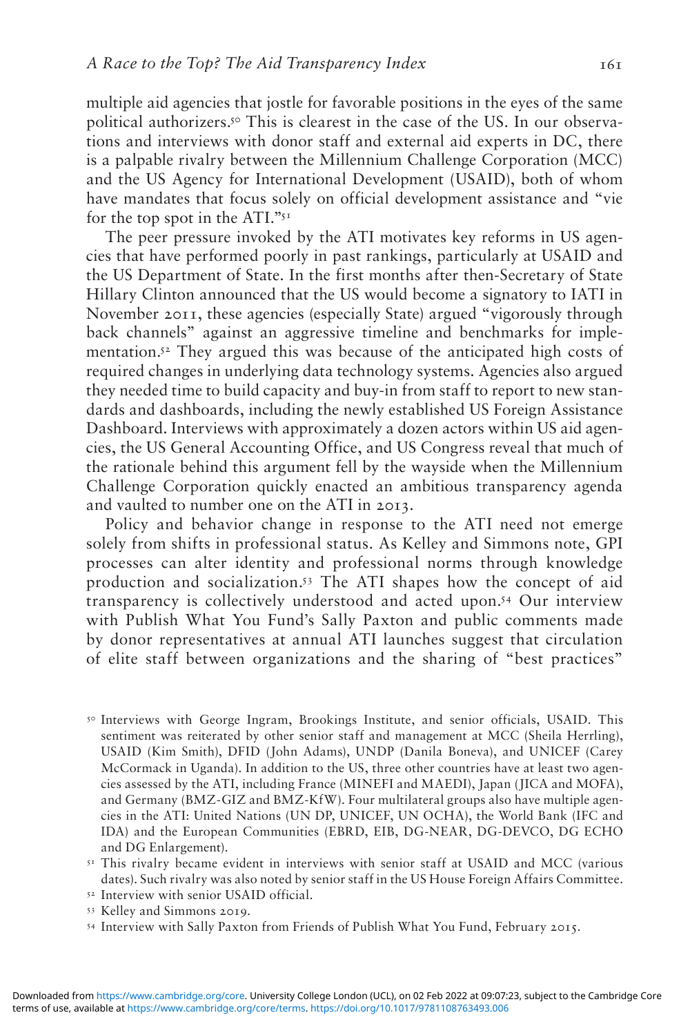multiple aid agencies that jostle for favorable positions in the eyes of the same political authorizers.[50] This is clearest in the case of the US. In our observations and interviews with donor staff and external aid experts in DC, there is a palpable rivalry between the Millennium Challenge Corporation (MCC) and the US Agency for International Development (USAID), both of whom have mandates that focus solely on official development assistance and "vie for the top spot in the ATI."[51]

The peer pressure invoked by the ATI motivates key reforms in US agencies that have performed poorly in past rankings, particularly at USAID and the US Department of State. In the first months after then-Secretary of State Hillary Clinton announced that the US would become a signatory to IATI in November 2011, these agencies (especially State) argued "vigorously through back channels" against an aggressive timeline and benchmarks for implementation.[52] They argued this was because of the anticipated high costs of required changes in underlying data technology systems. Agencies also argued they needed time to build capacity and buy-in from staff to report to new standards and dashboards, including the newly established US Foreign Assistance Dashboard. Interviews with approximately a dozen actors within US aid agencies, the US General Accounting Office, and US Congress reveal that much of the rationale behind this argument fell by the wayside when the Millennium Challenge Corporation quickly enacted an ambitious transparency agenda and vaulted to number one on the ATI in 2013.

Policy and behavior change in response to the ATI need not emerge solely from shifts in professional status. As Kelley and Simmons note, GPI processes can alter identity and professional norms through knowledge production and socialization.[53] The ATI shapes how the concept of aid transparency is collectively understood and acted upon.[54] Our interview with Publish What You Fund's Sally Paxton and public comments made by donor representatives at annual ATI launches suggest that circulation of elite staff between organizations and the sharing of "best practices"

[50] Interviews with George Ingram, Brookings Institute, and senior officials, USAID. This sentiment was reiterated by other senior staff and management at MCC (Sheila Herrling), USAID (Kim Smith), DFID (John Adams), UNDP (Danila Boneva), and UNICEF (Carey McCormack in Uganda). In addition to the US, three other countries have at least two agencies assessed by the ATI, including France (MINEFI and MAEDI), Japan (JICA and MOFA), and Germany (BMZ-GIZ and BMZ-KfW). Four multilateral groups also have multiple agencies in the ATI: United Nations (UN DP, UNICEF, UN OCHA), the World Bank (IFC and IDA) and the European Communities (EBRD, EIB, DG-NEAR, DG-DEVCO, DG ECHO and DG Enlargement).

[51] This rivalry became evident in interviews with senior staff at USAID and MCC (various dates). Such rivalry was also noted by senior staff in the US House Foreign Affairs Committee.

[52] Interview with senior USAID official.

[53] Kelley and Simmons 2019.

[54] Interview with Sally Paxton from Friends of Publish What You Fund, February 2015.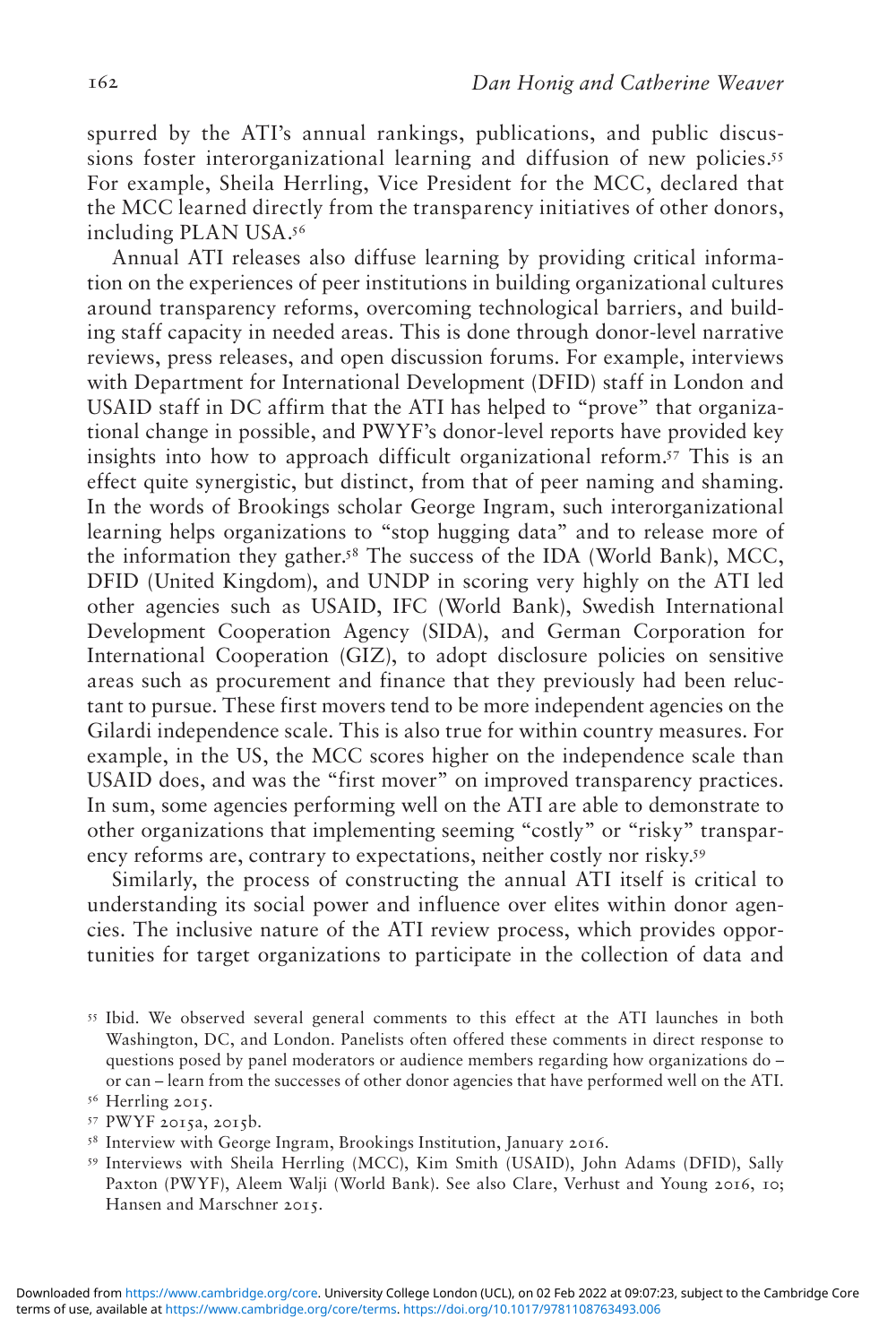spurred by the ATI's annual rankings, publications, and public discussions foster interorganizational learning and diffusion of new policies.[55] For example, Sheila Herrling, Vice President for the MCC, declared that the MCC learned directly from the transparency initiatives of other donors, including PLAN USA.[56]

Annual ATI releases also diffuse learning by providing critical information on the experiences of peer institutions in building organizational cultures around transparency reforms, overcoming technological barriers, and building staff capacity in needed areas. This is done through donor-level narrative reviews, press releases, and open discussion forums. For example, interviews with Department for International Development (DFID) staff in London and USAID staff in DC affirm that the ATI has helped to "prove" that organizational change in possible, and PWYF's donor-level reports have provided key insights into how to approach difficult organizational reform.[57] This is an effect quite synergistic, but distinct, from that of peer naming and shaming. In the words of Brookings scholar George Ingram, such interorganizational learning helps organizations to "stop hugging data" and to release more of the information they gather.[58] The success of the IDA (World Bank), MCC, DFID (United Kingdom), and UNDP in scoring very highly on the ATI led other agencies such as USAID, IFC (World Bank), Swedish International Development Cooperation Agency (SIDA), and German Corporation for International Cooperation (GIZ), to adopt disclosure policies on sensitive areas such as procurement and finance that they previously had been reluctant to pursue. These first movers tend to be more independent agencies on the Gilardi independence scale. This is also true for within country measures. For example, in the US, the MCC scores higher on the independence scale than USAID does, and was the "first mover" on improved transparency practices. In sum, some agencies performing well on the ATI are able to demonstrate to other organizations that implementing seeming "costly" or "risky" transparency reforms are, contrary to expectations, neither costly nor risky.[59]

Similarly, the process of constructing the annual ATI itself is critical to understanding its social power and influence over elites within donor agencies. The inclusive nature of the ATI review process, which provides opportunities for target organizations to participate in the collection of data and

[55] Ibid. We observed several general comments to this effect at the ATI launches in both Washington, DC, and London. Panelists often offered these comments in direct response to questions posed by panel moderators or audience members regarding how organizations do – or can – learn from the successes of other donor agencies that have performed well on the ATI.

[56] Herrling 2015.

[57] PWYF 2015a, 2015b.

[58] Interview with George Ingram, Brookings Institution, January 2016.

[59] Interviews with Sheila Herrling (MCC), Kim Smith (USAID), John Adams (DFID), Sally Paxton (PWYF), Aleem Walji (World Bank). See also Clare, Verhust and Young 2016, 10; Hansen and Marschner 2015.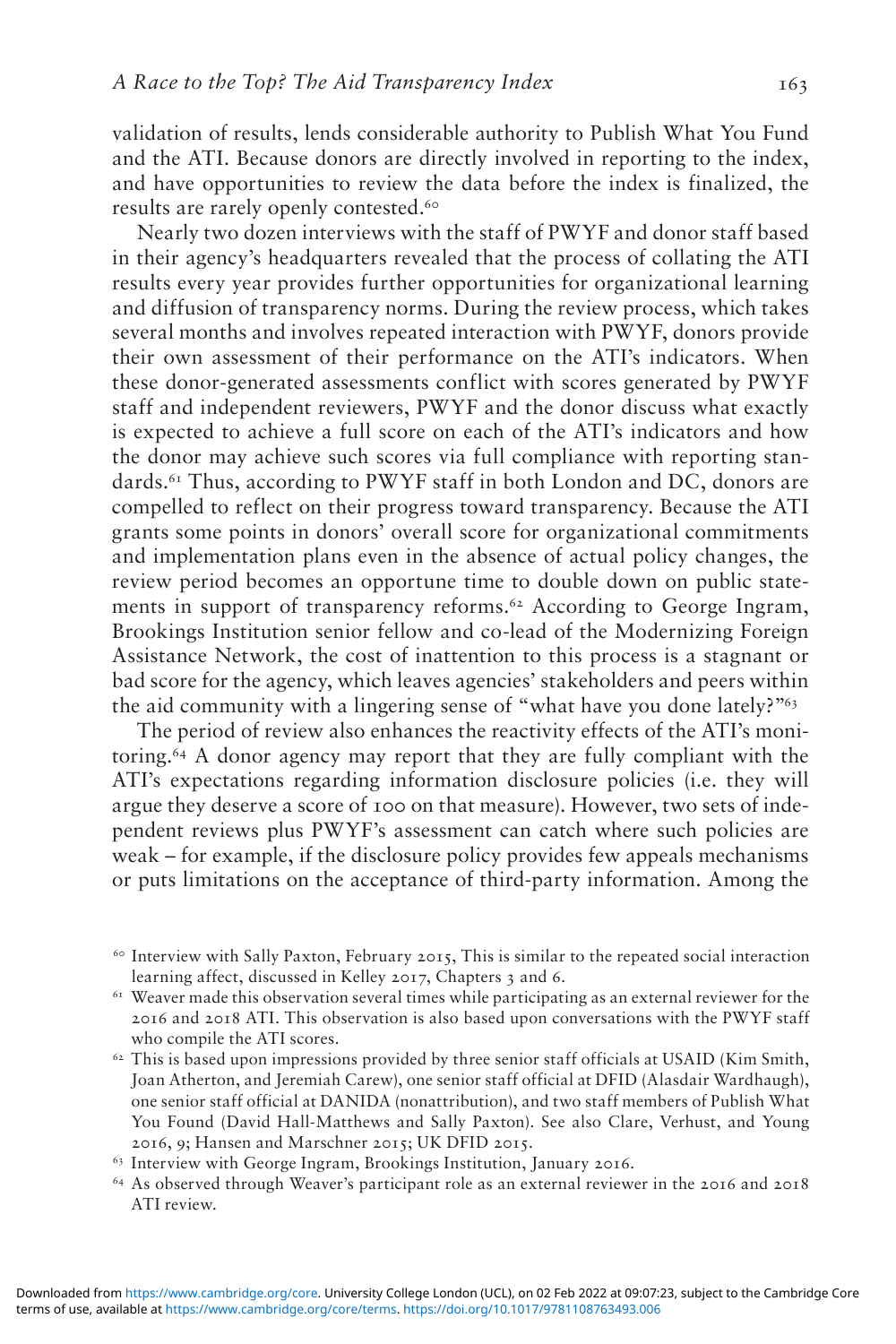validation of results, lends considerable authority to Publish What You Fund and the ATI. Because donors are directly involved in reporting to the index, and have opportunities to review the data before the index is finalized, the results are rarely openly contested.[60]

Nearly two dozen interviews with the staff of PWYF and donor staff based in their agency's headquarters revealed that the process of collating the ATI results every year provides further opportunities for organizational learning and diffusion of transparency norms. During the review process, which takes several months and involves repeated interaction with PWYF, donors provide their own assessment of their performance on the ATI's indicators. When these donor-generated assessments conflict with scores generated by PWYF staff and independent reviewers, PWYF and the donor discuss what exactly is expected to achieve a full score on each of the ATI's indicators and how the donor may achieve such scores via full compliance with reporting standards.[61] Thus, according to PWYF staff in both London and DC, donors are compelled to reflect on their progress toward transparency. Because the ATI grants some points in donors' overall score for organizational commitments and implementation plans even in the absence of actual policy changes, the review period becomes an opportune time to double down on public statements in support of transparency reforms.[62] According to George Ingram, Brookings Institution senior fellow and co-lead of the Modernizing Foreign Assistance Network, the cost of inattention to this process is a stagnant or bad score for the agency, which leaves agencies' stakeholders and peers within the aid community with a lingering sense of "what have you done lately?"[63]

The period of review also enhances the reactivity effects of the ATI's monitoring.[64] A donor agency may report that they are fully compliant with the ATI's expectations regarding information disclosure policies (i.e. they will argue they deserve a score of 100 on that measure). However, two sets of independent reviews plus PWYF's assessment can catch where such policies are weak – for example, if the disclosure policy provides few appeals mechanisms or puts limitations on the acceptance of third-party information. Among the

[60] Interview with Sally Paxton, February 2015, This is similar to the repeated social interaction learning affect, discussed in Kelley 2017, Chapters 3 and 6.

[61] Weaver made this observation several times while participating as an external reviewer for the 2016 and 2018 ATI. This observation is also based upon conversations with the PWYF staff who compile the ATI scores.

[62] This is based upon impressions provided by three senior staff officials at USAID (Kim Smith, Joan Atherton, and Jeremiah Carew), one senior staff official at DFID (Alasdair Wardhaugh), one senior staff official at DANIDA (nonattribution), and two staff members of Publish What You Found (David Hall-Matthews and Sally Paxton). See also Clare, Verhust, and Young 2016, 9; Hansen and Marschner 2015; UK DFID 2015.

[63] Interview with George Ingram, Brookings Institution, January 2016.

[64] As observed through Weaver's participant role as an external reviewer in the 2016 and 2018 ATI review.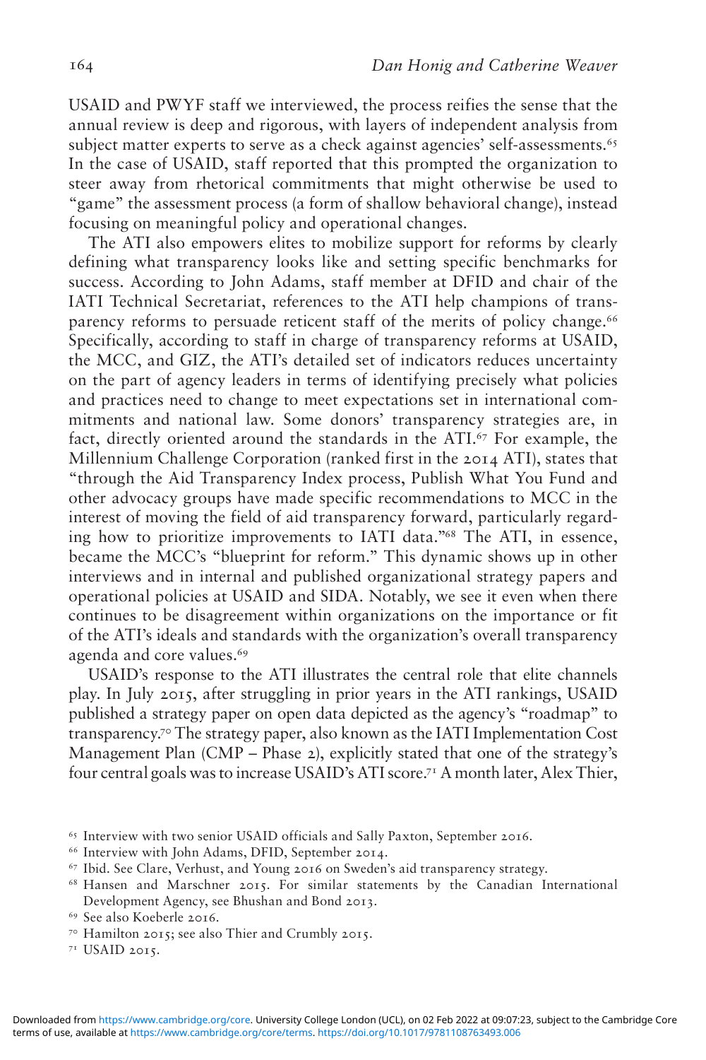USAID and PWYF staff we interviewed, the process reifies the sense that the annual review is deep and rigorous, with layers of independent analysis from subject matter experts to serve as a check against agencies' self-assessments.[65] In the case of USAID, staff reported that this prompted the organization to steer away from rhetorical commitments that might otherwise be used to "game" the assessment process (a form of shallow behavioral change), instead focusing on meaningful policy and operational changes.

The ATI also empowers elites to mobilize support for reforms by clearly defining what transparency looks like and setting specific benchmarks for success. According to John Adams, staff member at DFID and chair of the IATI Technical Secretariat, references to the ATI help champions of transparency reforms to persuade reticent staff of the merits of policy change.[66] Specifically, according to staff in charge of transparency reforms at USAID, the MCC, and GIZ, the ATI's detailed set of indicators reduces uncertainty on the part of agency leaders in terms of identifying precisely what policies and practices need to change to meet expectations set in international commitments and national law. Some donors' transparency strategies are, in fact, directly oriented around the standards in the ATI.[67] For example, the Millennium Challenge Corporation (ranked first in the 2014 ATI), states that "through the Aid Transparency Index process, Publish What You Fund and other advocacy groups have made specific recommendations to MCC in the interest of moving the field of aid transparency forward, particularly regarding how to prioritize improvements to IATI data."[68] The ATI, in essence, became the MCC's "blueprint for reform." This dynamic shows up in other interviews and in internal and published organizational strategy papers and operational policies at USAID and SIDA. Notably, we see it even when there continues to be disagreement within organizations on the importance or fit of the ATI's ideals and standards with the organization's overall transparency agenda and core values.[69]

USAID's response to the ATI illustrates the central role that elite channels play. In July 2015, after struggling in prior years in the ATI rankings, USAID published a strategy paper on open data depicted as the agency's "roadmap" to transparency.[70] The strategy paper, also known as the IATI Implementation Cost Management Plan (CMP – Phase 2), explicitly stated that one of the strategy's four central goals was to increase USAID's ATI score.[71] A month later, Alex Thier,

[65] Interview with two senior USAID officials and Sally Paxton, September 2016.

[66] Interview with John Adams, DFID, September 2014.

[67] Ibid. See Clare, Verhust, and Young 2016 on Sweden's aid transparency strategy.

[68] Hansen and Marschner 2015. For similar statements by the Canadian International Development Agency, see Bhushan and Bond 2013.

[69] See also Koeberle 2016.

[70] Hamilton 2015; see also Thier and Crumbly 2015.

[71] USAID 2015.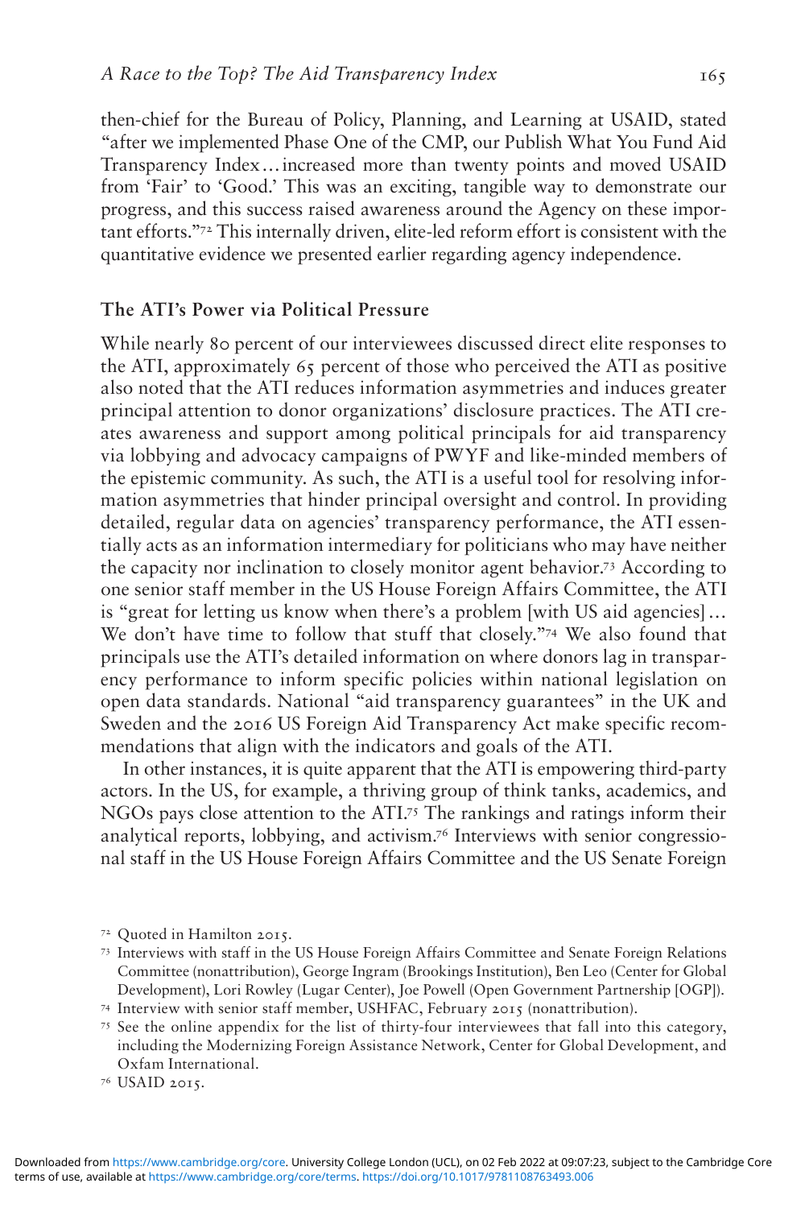then-chief for the Bureau of Policy, Planning, and Learning at USAID, stated "after we implemented Phase One of the CMP, our Publish What You Fund Aid Transparency Index…increased more than twenty points and moved USAID from 'Fair' to 'Good.' This was an exciting, tangible way to demonstrate our progress, and this success raised awareness around the Agency on these important efforts."[72] This internally driven, elite-led reform effort is consistent with the quantitative evidence we presented earlier regarding agency independence.

## The ATI's Power via Political Pressure

While nearly 80 percent of our interviewees discussed direct elite responses to the ATI, approximately 65 percent of those who perceived the ATI as positive also noted that the ATI reduces information asymmetries and induces greater principal attention to donor organizations' disclosure practices. The ATI creates awareness and support among political principals for aid transparency via lobbying and advocacy campaigns of PWYF and like-minded members of the epistemic community. As such, the ATI is a useful tool for resolving information asymmetries that hinder principal oversight and control. In providing detailed, regular data on agencies' transparency performance, the ATI essentially acts as an information intermediary for politicians who may have neither the capacity nor inclination to closely monitor agent behavior.[73] According to one senior staff member in the US House Foreign Affairs Committee, the ATI is "great for letting us know when there's a problem [with US aid agencies]… We don't have time to follow that stuff that closely."[74] We also found that principals use the ATI's detailed information on where donors lag in transparency performance to inform specific policies within national legislation on open data standards. National "aid transparency guarantees" in the UK and Sweden and the 2016 US Foreign Aid Transparency Act make specific recommendations that align with the indicators and goals of the ATI.

In other instances, it is quite apparent that the ATI is empowering third-party actors. In the US, for example, a thriving group of think tanks, academics, and NGOs pays close attention to the ATI.[75] The rankings and ratings inform their analytical reports, lobbying, and activism.[76] Interviews with senior congressional staff in the US House Foreign Affairs Committee and the US Senate Foreign

[72] Quoted in Hamilton 2015.

[73] Interviews with staff in the US House Foreign Affairs Committee and Senate Foreign Relations Committee (nonattribution), George Ingram (Brookings Institution), Ben Leo (Center for Global Development), Lori Rowley (Lugar Center), Joe Powell (Open Government Partnership [OGP]).

[74] Interview with senior staff member, USHFAC, February 2015 (nonattribution).

[75] See the online appendix for the list of thirty-four interviewees that fall into this category, including the Modernizing Foreign Assistance Network, Center for Global Development, and Oxfam International.

[76] USAID 2015.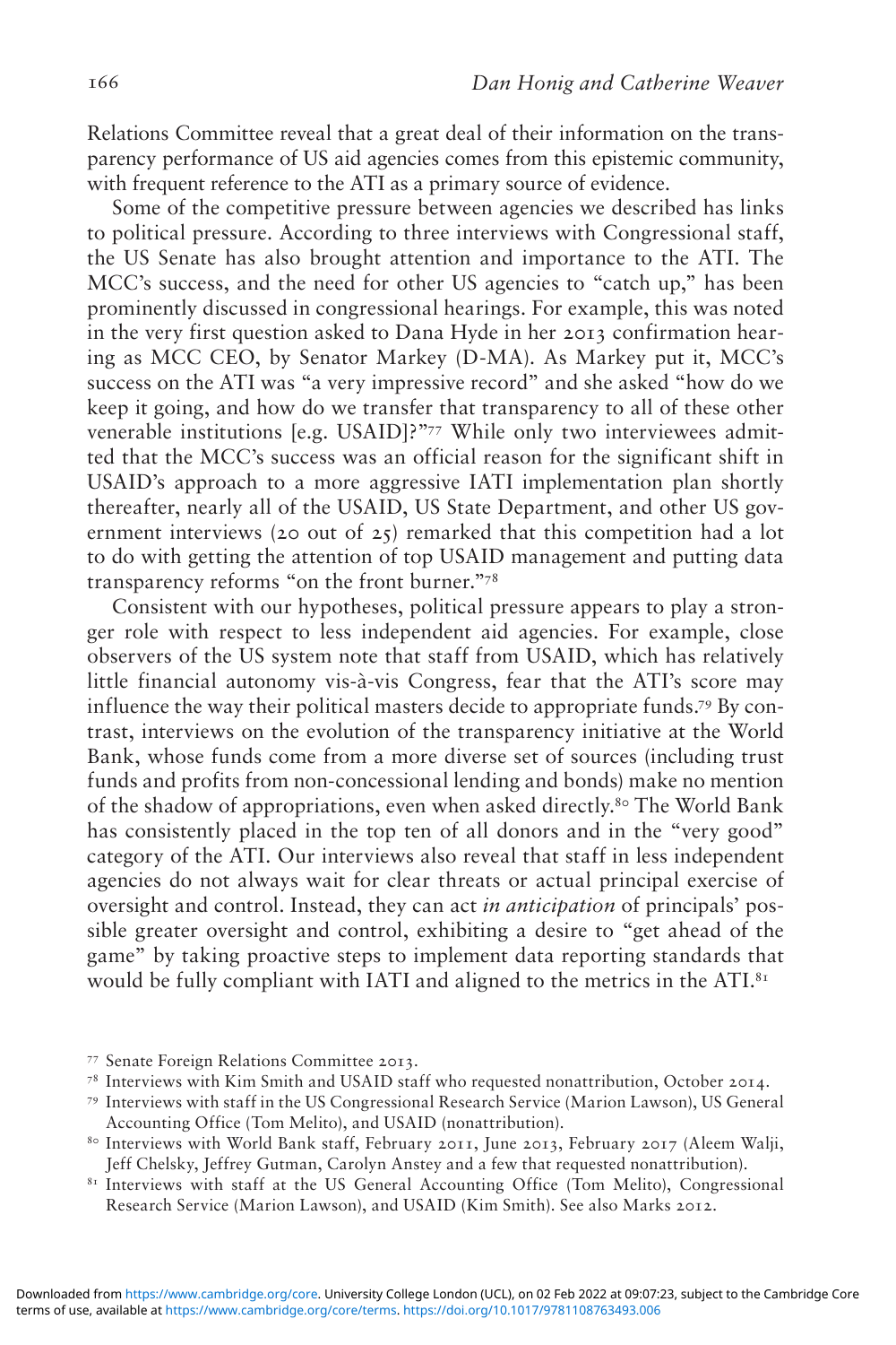Relations Committee reveal that a great deal of their information on the transparency performance of US aid agencies comes from this epistemic community, with frequent reference to the ATI as a primary source of evidence.

Some of the competitive pressure between agencies we described has links to political pressure. According to three interviews with Congressional staff, the US Senate has also brought attention and importance to the ATI. The MCC's success, and the need for other US agencies to "catch up," has been prominently discussed in congressional hearings. For example, this was noted in the very first question asked to Dana Hyde in her 2013 confirmation hearing as MCC CEO, by Senator Markey (D-MA). As Markey put it, MCC's success on the ATI was "a very impressive record" and she asked "how do we keep it going, and how do we transfer that transparency to all of these other venerable institutions [e.g. USAID]?"[77] While only two interviewees admitted that the MCC's success was an official reason for the significant shift in USAID's approach to a more aggressive IATI implementation plan shortly thereafter, nearly all of the USAID, US State Department, and other US government interviews (20 out of 25) remarked that this competition had a lot to do with getting the attention of top USAID management and putting data transparency reforms "on the front burner."[78]

Consistent with our hypotheses, political pressure appears to play a stronger role with respect to less independent aid agencies. For example, close observers of the US system note that staff from USAID, which has relatively little financial autonomy vis-à-vis Congress, fear that the ATI's score may influence the way their political masters decide to appropriate funds.[79] By contrast, interviews on the evolution of the transparency initiative at the World Bank, whose funds come from a more diverse set of sources (including trust funds and profits from non-concessional lending and bonds) make no mention of the shadow of appropriations, even when asked directly.[80] The World Bank has consistently placed in the top ten of all donors and in the "very good" category of the ATI. Our interviews also reveal that staff in less independent agencies do not always wait for clear threats or actual principal exercise of oversight and control. Instead, they can act *in anticipation* of principals' possible greater oversight and control, exhibiting a desire to "get ahead of the game" by taking proactive steps to implement data reporting standards that would be fully compliant with IATI and aligned to the metrics in the ATI.[81]

[77] Senate Foreign Relations Committee 2013.

[78] Interviews with Kim Smith and USAID staff who requested nonattribution, October 2014.

[79] Interviews with staff in the US Congressional Research Service (Marion Lawson), US General Accounting Office (Tom Melito), and USAID (nonattribution).

[80] Interviews with World Bank staff, February 2011, June 2013, February 2017 (Aleem Walji, Jeff Chelsky, Jeffrey Gutman, Carolyn Anstey and a few that requested nonattribution).

[81] Interviews with staff at the US General Accounting Office (Tom Melito), Congressional Research Service (Marion Lawson), and USAID (Kim Smith). See also Marks 2012.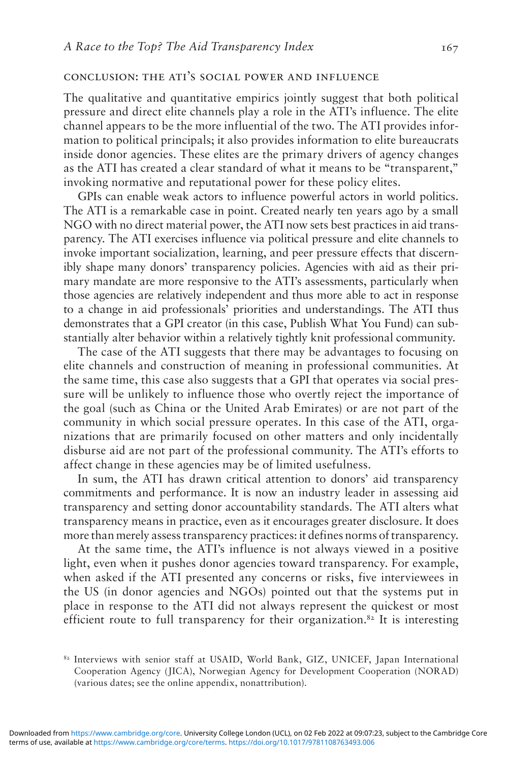## CONCLUSION: THE ATI'S SOCIAL POWER AND INFLUENCE

The qualitative and quantitative empirics jointly suggest that both political pressure and direct elite channels play a role in the ATI's influence. The elite channel appears to be the more influential of the two. The ATI provides information to political principals; it also provides information to elite bureaucrats inside donor agencies. These elites are the primary drivers of agency changes as the ATI has created a clear standard of what it means to be "transparent," invoking normative and reputational power for these policy elites.

GPIs can enable weak actors to influence powerful actors in world politics. The ATI is a remarkable case in point. Created nearly ten years ago by a small NGO with no direct material power, the ATI now sets best practices in aid transparency. The ATI exercises influence via political pressure and elite channels to invoke important socialization, learning, and peer pressure effects that discernibly shape many donors' transparency policies. Agencies with aid as their primary mandate are more responsive to the ATI's assessments, particularly when those agencies are relatively independent and thus more able to act in response to a change in aid professionals' priorities and understandings. The ATI thus demonstrates that a GPI creator (in this case, Publish What You Fund) can substantially alter behavior within a relatively tightly knit professional community.

The case of the ATI suggests that there may be advantages to focusing on elite channels and construction of meaning in professional communities. At the same time, this case also suggests that a GPI that operates via social pressure will be unlikely to influence those who overtly reject the importance of the goal (such as China or the United Arab Emirates) or are not part of the community in which social pressure operates. In this case of the ATI, organizations that are primarily focused on other matters and only incidentally disburse aid are not part of the professional community. The ATI's efforts to affect change in these agencies may be of limited usefulness.

In sum, the ATI has drawn critical attention to donors' aid transparency commitments and performance. It is now an industry leader in assessing aid transparency and setting donor accountability standards. The ATI alters what transparency means in practice, even as it encourages greater disclosure. It does more than merely assess transparency practices: it defines norms of transparency.

At the same time, the ATI's influence is not always viewed in a positive light, even when it pushes donor agencies toward transparency. For example, when asked if the ATI presented any concerns or risks, five interviewees in the US (in donor agencies and NGOs) pointed out that the systems put in place in response to the ATI did not always represent the quickest or most efficient route to full transparency for their organization.[82] It is interesting

[82] Interviews with senior staff at USAID, World Bank, GIZ, UNICEF, Japan International Cooperation Agency (JICA), Norwegian Agency for Development Cooperation (NORAD) (various dates; see the online appendix, nonattribution).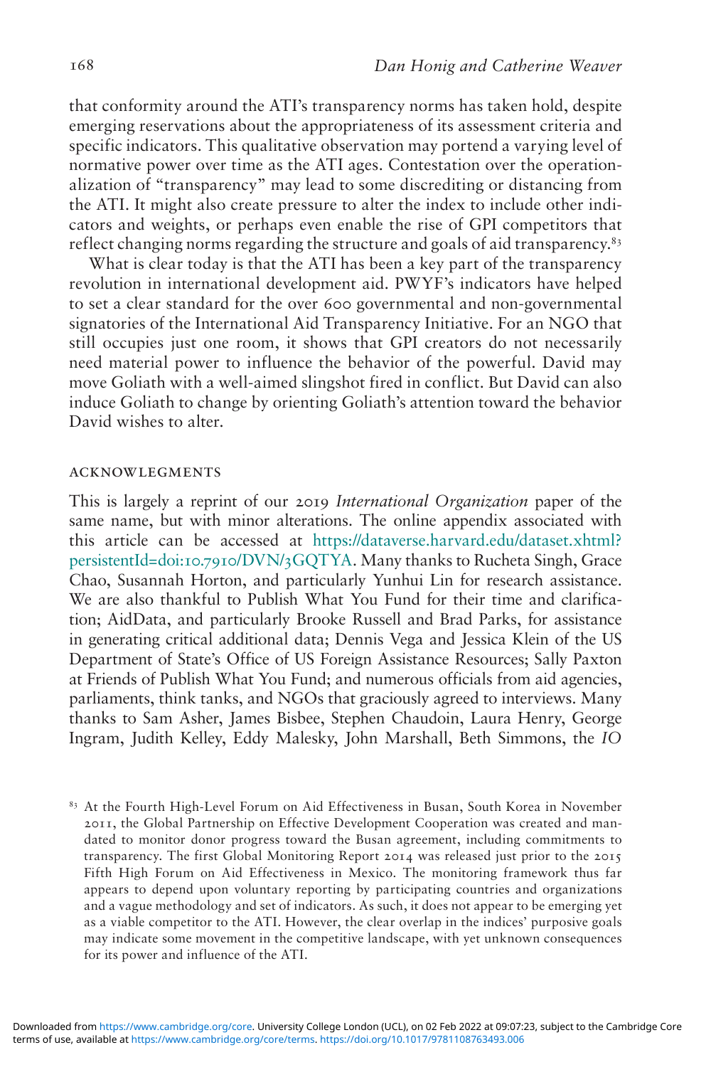that conformity around the ATI's transparency norms has taken hold, despite emerging reservations about the appropriateness of its assessment criteria and specific indicators. This qualitative observation may portend a varying level of normative power over time as the ATI ages. Contestation over the operationalization of "transparency" may lead to some discrediting or distancing from the ATI. It might also create pressure to alter the index to include other indicators and weights, or perhaps even enable the rise of GPI competitors that reflect changing norms regarding the structure and goals of aid transparency.[83]

What is clear today is that the ATI has been a key part of the transparency revolution in international development aid. PWYF's indicators have helped to set a clear standard for the over 600 governmental and non-governmental signatories of the International Aid Transparency Initiative. For an NGO that still occupies just one room, it shows that GPI creators do not necessarily need material power to influence the behavior of the powerful. David may move Goliath with a well-aimed slingshot fired in conflict. But David can also induce Goliath to change by orienting Goliath's attention toward the behavior David wishes to alter.

## ACKNOWLEGMENTS

This is largely a reprint of our 2019 *International Organization* paper of the same name, but with minor alterations. The online appendix associated with this article can be accessed at https://dataverse.harvard.edu/dataset.xhtml?persistentId=doi:10.7910/DVN/3GQTYA. Many thanks to Rucheta Singh, Grace Chao, Susannah Horton, and particularly Yunhui Lin for research assistance. We are also thankful to Publish What You Fund for their time and clarification; AidData, and particularly Brooke Russell and Brad Parks, for assistance in generating critical additional data; Dennis Vega and Jessica Klein of the US Department of State's Office of US Foreign Assistance Resources; Sally Paxton at Friends of Publish What You Fund; and numerous officials from aid agencies, parliaments, think tanks, and NGOs that graciously agreed to interviews. Many thanks to Sam Asher, James Bisbee, Stephen Chaudoin, Laura Henry, George Ingram, Judith Kelley, Eddy Malesky, John Marshall, Beth Simmons, the *IO*

[83] At the Fourth High-Level Forum on Aid Effectiveness in Busan, South Korea in November 2011, the Global Partnership on Effective Development Cooperation was created and mandated to monitor donor progress toward the Busan agreement, including commitments to transparency. The first Global Monitoring Report 2014 was released just prior to the 2015 Fifth High Forum on Aid Effectiveness in Mexico. The monitoring framework thus far appears to depend upon voluntary reporting by participating countries and organizations and a vague methodology and set of indicators. As such, it does not appear to be emerging yet as a viable competitor to the ATI. However, the clear overlap in the indices' purposive goals may indicate some movement in the competitive landscape, with yet unknown consequences for its power and influence of the ATI.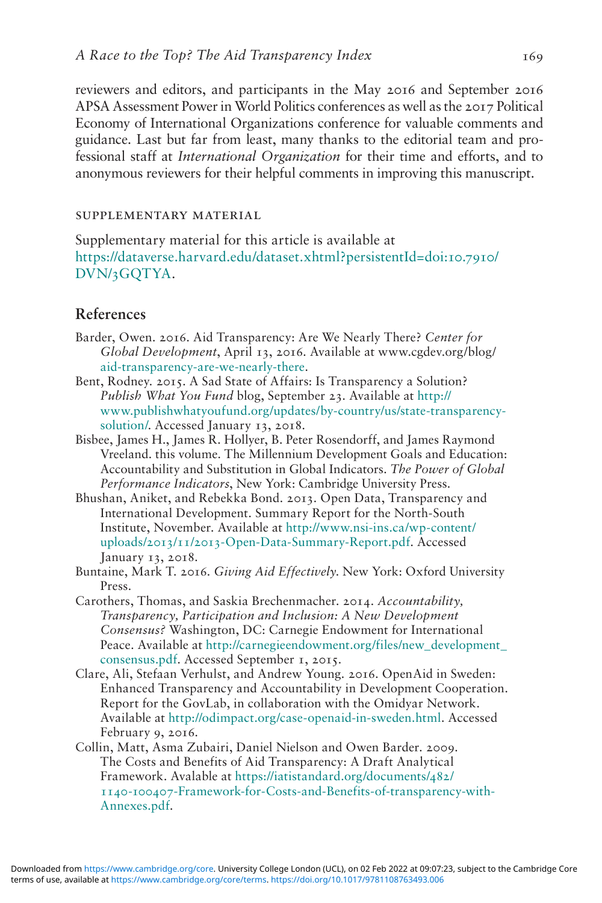reviewers and editors, and participants in the May 2016 and September 2016 APSA Assessment Power in World Politics conferences as well as the 2017 Political Economy of International Organizations conference for valuable comments and guidance. Last but far from least, many thanks to the editorial team and professional staff at *International Organization* for their time and efforts, and to anonymous reviewers for their helpful comments in improving this manuscript.

### SUPPLEMENTARY MATERIAL

Supplementary material for this article is available at https://dataverse.harvard.edu/dataset.xhtml?persistentId=doi:10.7910/DVN/3GQTYA.

## References

Barder, Owen. 2016. Aid Transparency: Are We Nearly There? *Center for Global Development*, April 13, 2016. Available at www.cgdev.org/blog/aid-transparency-are-we-nearly-there.

Bent, Rodney. 2015. A Sad State of Affairs: Is Transparency a Solution? *Publish What You Fund* blog, September 23. Available at http://www.publishwhatyoufund.org/updates/by-country/us/state-transparency-solution/. Accessed January 13, 2018.

Bisbee, James H., James R. Hollyer, B. Peter Rosendorff, and James Raymond Vreeland. this volume. The Millennium Development Goals and Education: Accountability and Substitution in Global Indicators. *The Power of Global Performance Indicators*, New York: Cambridge University Press.

Bhushan, Aniket, and Rebekka Bond. 2013. Open Data, Transparency and International Development. Summary Report for the North-South Institute, November. Available at http://www.nsi-ins.ca/wp-content/uploads/2013/11/2013-Open-Data-Summary-Report.pdf. Accessed January 13, 2018.

Buntaine, Mark T. 2016. *Giving Aid Effectively*. New York: Oxford University Press.

Carothers, Thomas, and Saskia Brechenmacher. 2014. *Accountability, Transparency, Participation and Inclusion: A New Development Consensus?* Washington, DC: Carnegie Endowment for International Peace. Available at http://carnegieendowment.org/files/new_development_consensus.pdf. Accessed September 1, 2015.

Clare, Ali, Stefaan Verhulst, and Andrew Young. 2016. OpenAid in Sweden: Enhanced Transparency and Accountability in Development Cooperation. Report for the GovLab, in collaboration with the Omidyar Network. Available at http://odimpact.org/case-openaid-in-sweden.html. Accessed February 9, 2016.

Collin, Matt, Asma Zubairi, Daniel Nielson and Owen Barder. 2009. The Costs and Benefits of Aid Transparency: A Draft Analytical Framework. Avalable at https://iatistandard.org/documents/482/1140-100407-Framework-for-Costs-and-Benefits-of-transparency-with-Annexes.pdf.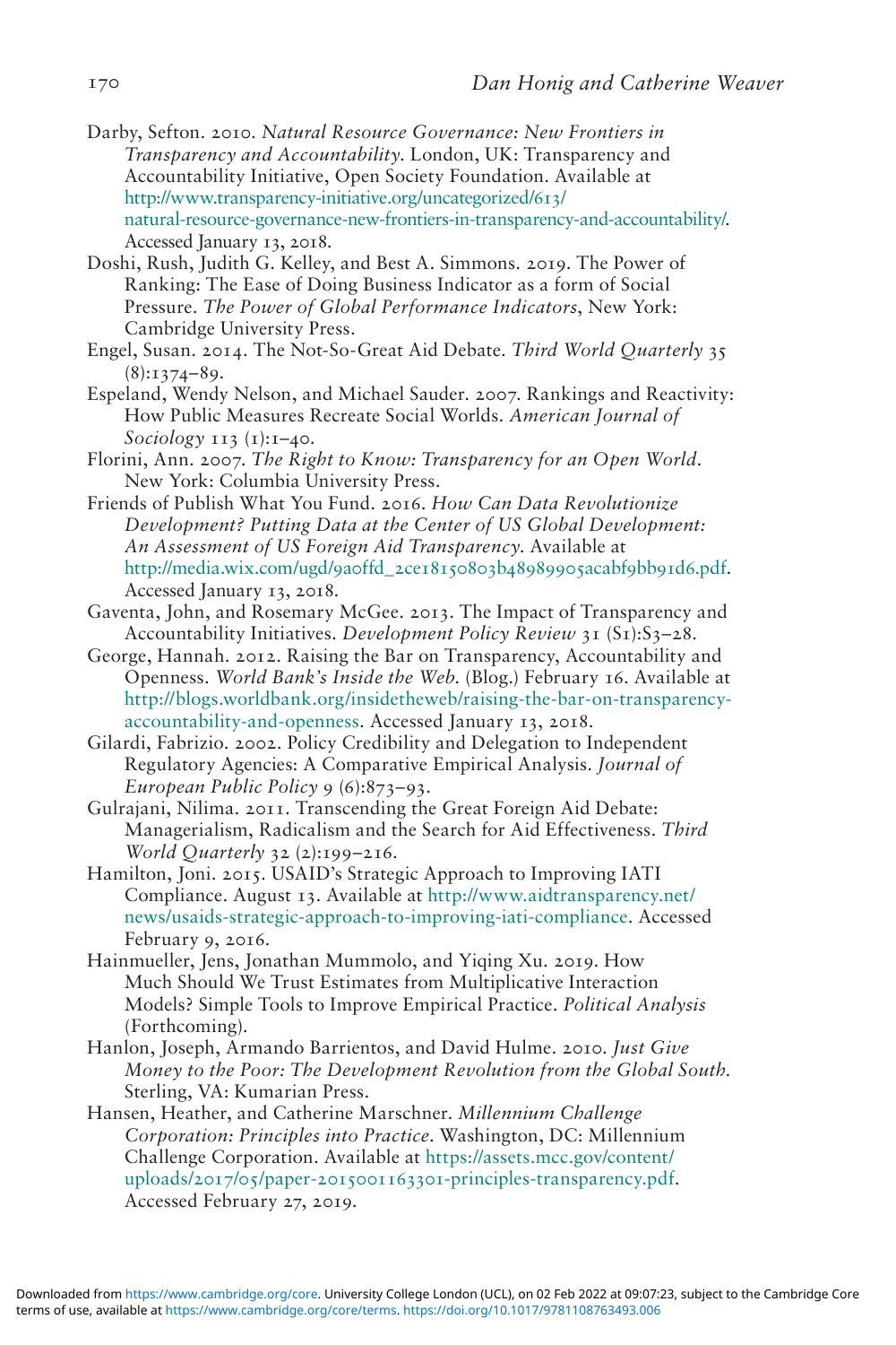Darby, Sefton. 2010. *Natural Resource Governance: New Frontiers in Transparency and Accountability*. London, UK: Transparency and Accountability Initiative, Open Society Foundation. Available at http://www.transparency-initiative.org/uncategorized/613/natural-resource-governance-new-frontiers-in-transparency-and-accountability/. Accessed January 13, 2018.

Doshi, Rush, Judith G. Kelley, and Best A. Simmons. 2019. The Power of Ranking: The Ease of Doing Business Indicator as a form of Social Pressure. *The Power of Global Performance Indicators*, New York: Cambridge University Press.

Engel, Susan. 2014. The Not-So-Great Aid Debate. *Third World Quarterly* 35 (8):1374–89.

Espeland, Wendy Nelson, and Michael Sauder. 2007. Rankings and Reactivity: How Public Measures Recreate Social Worlds. *American Journal of Sociology* 113 (1):1–40.

Florini, Ann. 2007. *The Right to Know: Transparency for an Open World*. New York: Columbia University Press.

Friends of Publish What You Fund. 2016. *How Can Data Revolutionize Development? Putting Data at the Center of US Global Development: An Assessment of US Foreign Aid Transparency*. Available at http://media.wix.com/ugd/9a0ffd_2ce18150803b48989905acabf9bb91d6.pdf. Accessed January 13, 2018.

Gaventa, John, and Rosemary McGee. 2013. The Impact of Transparency and Accountability Initiatives. *Development Policy Review* 31 (S1):S3–28.

George, Hannah. 2012. Raising the Bar on Transparency, Accountability and Openness. *World Bank's Inside the Web*. (Blog.) February 16. Available at http://blogs.worldbank.org/insidetheweb/raising-the-bar-on-transparency-accountability-and-openness. Accessed January 13, 2018.

Gilardi, Fabrizio. 2002. Policy Credibility and Delegation to Independent Regulatory Agencies: A Comparative Empirical Analysis. *Journal of European Public Policy* 9 (6):873–93.

Gulrajani, Nilima. 2011. Transcending the Great Foreign Aid Debate: Managerialism, Radicalism and the Search for Aid Effectiveness. *Third World Quarterly* 32 (2):199–216.

Hamilton, Joni. 2015. USAID's Strategic Approach to Improving IATI Compliance. August 13. Available at http://www.aidtransparency.net/news/usaids-strategic-approach-to-improving-iati-compliance. Accessed February 9, 2016.

Hainmueller, Jens, Jonathan Mummolo, and Yiqing Xu. 2019. How Much Should We Trust Estimates from Multiplicative Interaction Models? Simple Tools to Improve Empirical Practice. *Political Analysis* (Forthcoming).

Hanlon, Joseph, Armando Barrientos, and David Hulme. 2010. *Just Give Money to the Poor: The Development Revolution from the Global South*. Sterling, VA: Kumarian Press.

Hansen, Heather, and Catherine Marschner. *Millennium Challenge Corporation: Principles into Practice*. Washington, DC: Millennium Challenge Corporation. Available at https://assets.mcc.gov/content/uploads/2017/05/paper-2015001163301-principles-transparency.pdf. Accessed February 27, 2019.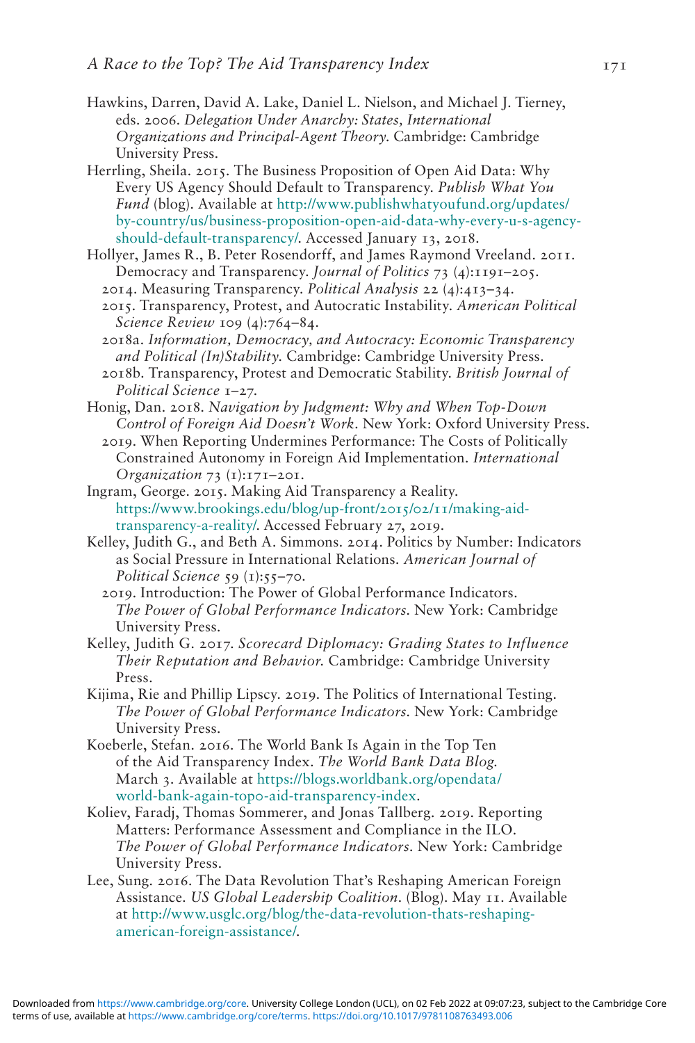Hawkins, Darren, David A. Lake, Daniel L. Nielson, and Michael J. Tierney, eds. 2006. *Delegation Under Anarchy: States, International Organizations and Principal-Agent Theory.* Cambridge: Cambridge University Press.

Herrling, Sheila. 2015. The Business Proposition of Open Aid Data: Why Every US Agency Should Default to Transparency. *Publish What You Fund* (blog). Available at http://www.publishwhatyoufund.org/updates/by-country/us/business-proposition-open-aid-data-why-every-u-s-agency-should-default-transparency/. Accessed January 13, 2018.

Hollyer, James R., B. Peter Rosendorff, and James Raymond Vreeland. 2011. Democracy and Transparency. *Journal of Politics* 73 (4):1191–205.

2014. Measuring Transparency. *Political Analysis* 22 (4):413–34.

2015. Transparency, Protest, and Autocratic Instability. *American Political Science Review* 109 (4):764–84.

2018a. *Information, Democracy, and Autocracy: Economic Transparency and Political (In)Stability.* Cambridge: Cambridge University Press.

2018b. Transparency, Protest and Democratic Stability. *British Journal of Political Science* 1–27.

Honig, Dan. 2018. *Navigation by Judgment: Why and When Top-Down Control of Foreign Aid Doesn't Work*. New York: Oxford University Press.

2019. When Reporting Undermines Performance: The Costs of Politically Constrained Autonomy in Foreign Aid Implementation. *International Organization* 73 (1):171–201.

Ingram, George. 2015. Making Aid Transparency a Reality. https://www.brookings.edu/blog/up-front/2015/02/11/making-aid-transparency-a-reality/. Accessed February 27, 2019.

Kelley, Judith G., and Beth A. Simmons. 2014. Politics by Number: Indicators as Social Pressure in International Relations. *American Journal of Political Science* 59 (1):55–70.

2019. Introduction: The Power of Global Performance Indicators. *The Power of Global Performance Indicators.* New York: Cambridge University Press.

Kelley, Judith G. 2017. *Scorecard Diplomacy: Grading States to Influence Their Reputation and Behavior.* Cambridge: Cambridge University Press.

Kijima, Rie and Phillip Lipscy. 2019. The Politics of International Testing. *The Power of Global Performance Indicators.* New York: Cambridge University Press.

Koeberle, Stefan. 2016. The World Bank Is Again in the Top Ten of the Aid Transparency Index. *The World Bank Data Blog.* March 3. Available at https://blogs.worldbank.org/opendata/world-bank-again-topo-aid-transparency-index.

Koliev, Faradj, Thomas Sommerer, and Jonas Tallberg. 2019. Reporting Matters: Performance Assessment and Compliance in the ILO. *The Power of Global Performance Indicators.* New York: Cambridge University Press.

Lee, Sung. 2016. The Data Revolution That's Reshaping American Foreign Assistance. *US Global Leadership Coalition.* (Blog). May 11. Available at http://www.usglc.org/blog/the-data-revolution-thats-reshaping-american-foreign-assistance/.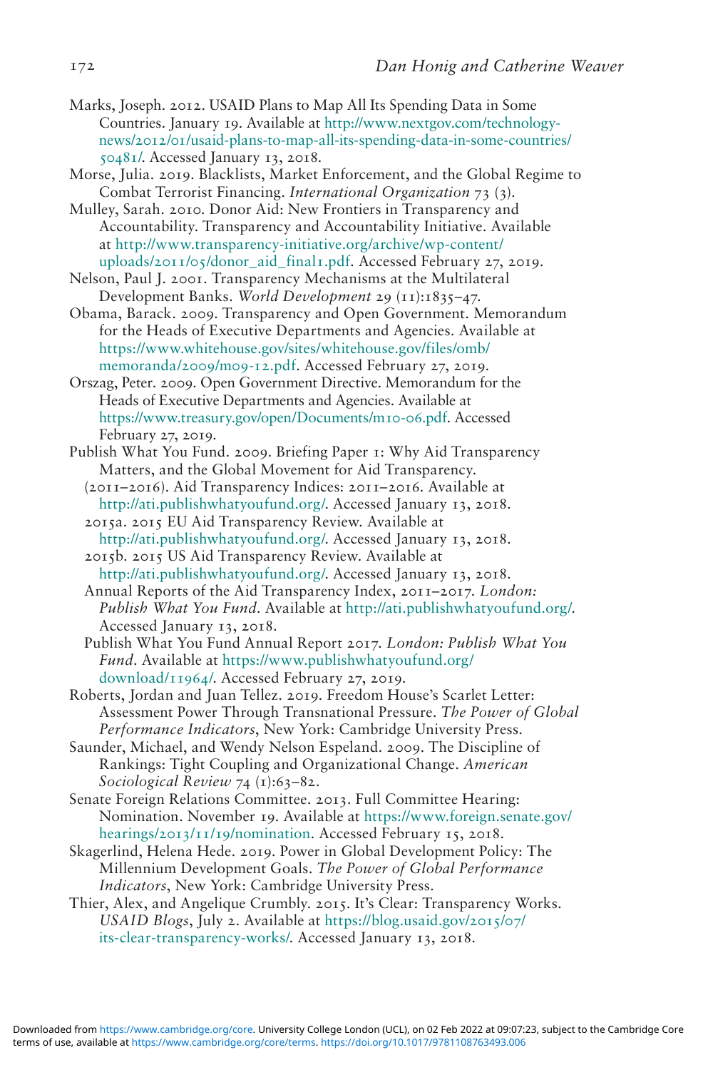Marks, Joseph. 2012. USAID Plans to Map All Its Spending Data in Some Countries. January 19. Available at http://www.nextgov.com/technology-news/2012/01/usaid-plans-to-map-all-its-spending-data-in-some-countries/50481/. Accessed January 13, 2018.

Morse, Julia. 2019. Blacklists, Market Enforcement, and the Global Regime to Combat Terrorist Financing. *International Organization* 73 (3).

Mulley, Sarah. 2010. Donor Aid: New Frontiers in Transparency and Accountability. Transparency and Accountability Initiative. Available at http://www.transparency-initiative.org/archive/wp-content/uploads/2011/05/donor_aid_final1.pdf. Accessed February 27, 2019.

Nelson, Paul J. 2001. Transparency Mechanisms at the Multilateral Development Banks. *World Development* 29 (11):1835–47.

Obama, Barack. 2009. Transparency and Open Government. Memorandum for the Heads of Executive Departments and Agencies. Available at https://www.whitehouse.gov/sites/whitehouse.gov/files/omb/memoranda/2009/m09-12.pdf. Accessed February 27, 2019.

Orszag, Peter. 2009. Open Government Directive. Memorandum for the Heads of Executive Departments and Agencies. Available at https://www.treasury.gov/open/Documents/m10-06.pdf. Accessed February 27, 2019.

Publish What You Fund. 2009. Briefing Paper 1: Why Aid Transparency Matters, and the Global Movement for Aid Transparency.

(2011–2016). Aid Transparency Indices: 2011–2016. Available at http://ati.publishwhatyoufund.org/. Accessed January 13, 2018.

2015a. 2015 EU Aid Transparency Review. Available at http://ati.publishwhatyoufund.org/. Accessed January 13, 2018.

2015b. 2015 US Aid Transparency Review. Available at http://ati.publishwhatyoufund.org/. Accessed January 13, 2018.

Annual Reports of the Aid Transparency Index, 2011–2017. *London: Publish What You Fund*. Available at http://ati.publishwhatyoufund.org/. Accessed January 13, 2018.

Publish What You Fund Annual Report 2017. *London: Publish What You Fund*. Available at https://www.publishwhatyoufund.org/download/11964/. Accessed February 27, 2019.

Roberts, Jordan and Juan Tellez. 2019. Freedom House's Scarlet Letter: Assessment Power Through Transnational Pressure. *The Power of Global Performance Indicators*, New York: Cambridge University Press.

Saunder, Michael, and Wendy Nelson Espeland. 2009. The Discipline of Rankings: Tight Coupling and Organizational Change. *American Sociological Review* 74 (1):63–82.

Senate Foreign Relations Committee. 2013. Full Committee Hearing: Nomination. November 19. Available at https://www.foreign.senate.gov/hearings/2013/11/19/nomination. Accessed February 15, 2018.

Skagerlind, Helena Hede. 2019. Power in Global Development Policy: The Millennium Development Goals. *The Power of Global Performance Indicators*, New York: Cambridge University Press.

Thier, Alex, and Angelique Crumbly. 2015. It's Clear: Transparency Works. *USAID Blogs*, July 2. Available at https://blog.usaid.gov/2015/07/its-clear-transparency-works/. Accessed January 13, 2018.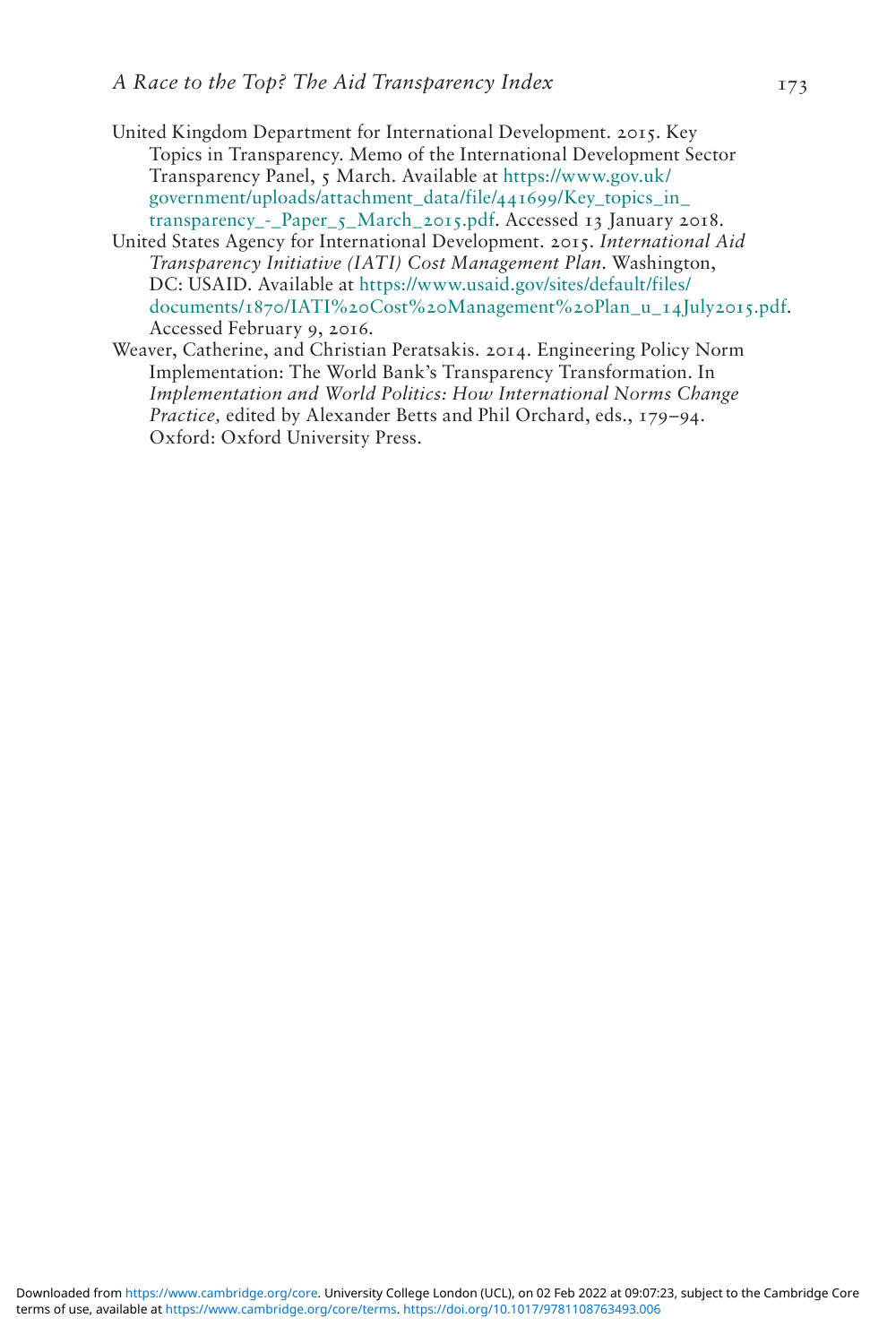United Kingdom Department for International Development. 2015. Key Topics in Transparency. Memo of the International Development Sector Transparency Panel, 5 March. Available at https://www.gov.uk/government/uploads/attachment_data/file/441699/Key_topics_in_transparency_-_Paper_5_March_2015.pdf. Accessed 13 January 2018.

United States Agency for International Development. 2015. *International Aid Transparency Initiative (IATI) Cost Management Plan*. Washington, DC: USAID. Available at https://www.usaid.gov/sites/default/files/documents/1870/IATI%20Cost%20Management%20Plan_u_14July2015.pdf. Accessed February 9, 2016.

Weaver, Catherine, and Christian Peratsakis. 2014. Engineering Policy Norm Implementation: The World Bank's Transparency Transformation. In *Implementation and World Politics: How International Norms Change Practice,* edited by Alexander Betts and Phil Orchard, eds., 179–94. Oxford: Oxford University Press.